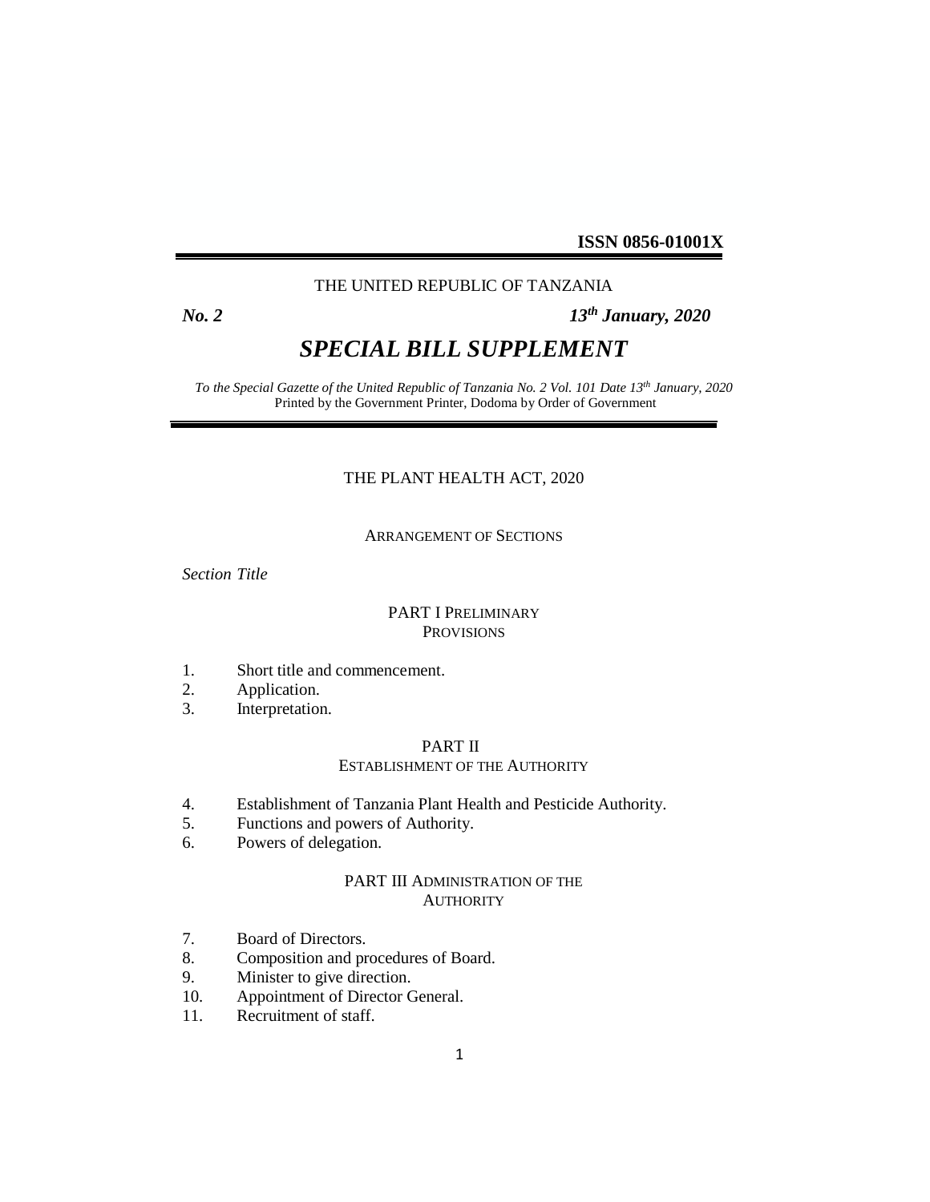**ISSN 0856-01001X**

THE UNITED REPUBLIC OF TANZANIA

***No. 2*** ***13th January, 2020***

# *SPECIAL BILL SUPPLEMENT*

*To the Special Gazette of the United Republic of Tanzania No. 2 Vol. 101 Date 13th January, 2020*
Printed by the Government Printer, Dodoma by Order of Government

THE PLANT HEALTH ACT, 2020

ARRANGEMENT OF SECTIONS

*Section Title*

## PART I PRELIMINARY PROVISIONS

1. Short title and commencement.
2. Application.
3. Interpretation.

## PART II ESTABLISHMENT OF THE AUTHORITY

4. Establishment of Tanzania Plant Health and Pesticide Authority.
5. Functions and powers of Authority.
6. Powers of delegation.

## PART III ADMINISTRATION OF THE AUTHORITY

7. Board of Directors.
8. Composition and procedures of Board.
9. Minister to give direction.
10. Appointment of Director General.
11. Recruitment of staff.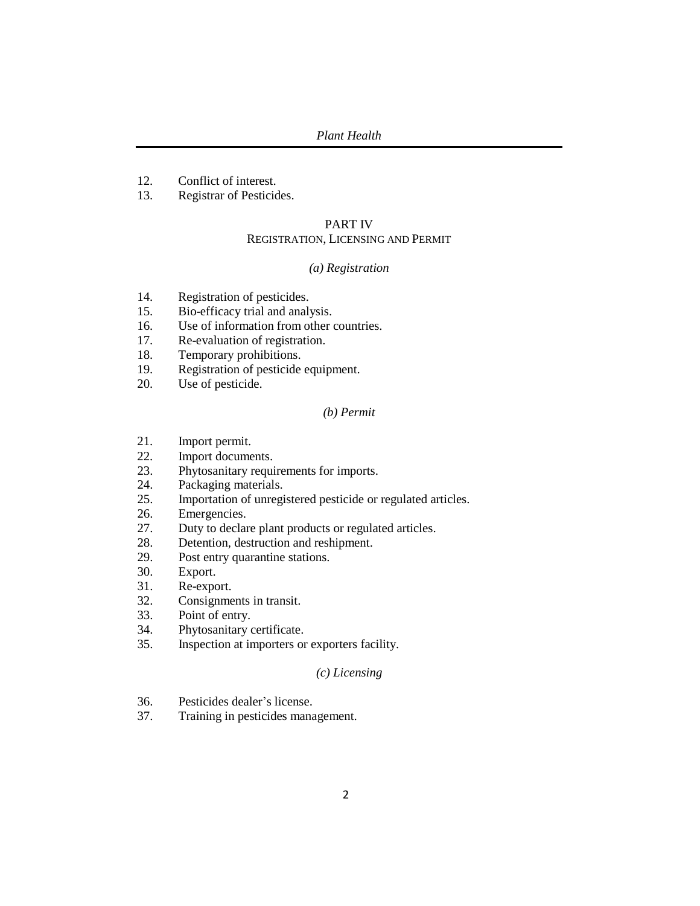12. Conflict of interest.
13. Registrar of Pesticides.

## PART IV
### REGISTRATION, LICENSING AND PERMIT

*(a) Registration*

14. Registration of pesticides.
15. Bio-efficacy trial and analysis.
16. Use of information from other countries.
17. Re-evaluation of registration.
18. Temporary prohibitions.
19. Registration of pesticide equipment.
20. Use of pesticide.

*(b) Permit*

21. Import permit.
22. Import documents.
23. Phytosanitary requirements for imports.
24. Packaging materials.
25. Importation of unregistered pesticide or regulated articles.
26. Emergencies.
27. Duty to declare plant products or regulated articles.
28. Detention, destruction and reshipment.
29. Post entry quarantine stations.
30. Export.
31. Re-export.
32. Consignments in transit.
33. Point of entry.
34. Phytosanitary certificate.
35. Inspection at importers or exporters facility.

*(c) Licensing*

36. Pesticides dealer's license.
37. Training in pesticides management.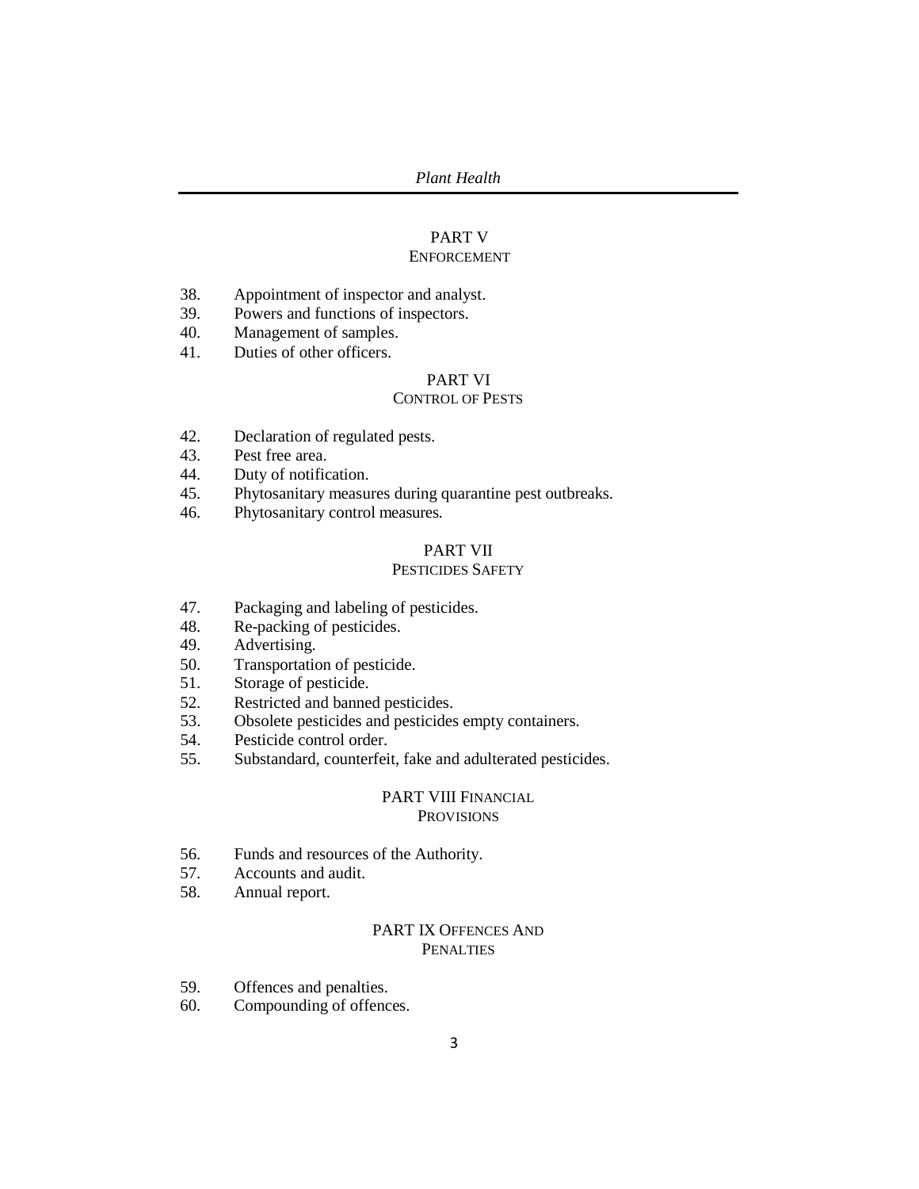## PART V
### ENFORCEMENT

38. Appointment of inspector and analyst.
39. Powers and functions of inspectors.
40. Management of samples.
41. Duties of other officers.

## PART VI
### CONTROL OF PESTS

42. Declaration of regulated pests.
43. Pest free area.
44. Duty of notification.
45. Phytosanitary measures during quarantine pest outbreaks.
46. Phytosanitary control measures.

## PART VII
### PESTICIDES SAFETY

47. Packaging and labeling of pesticides.
48. Re-packing of pesticides.
49. Advertising.
50. Transportation of pesticide.
51. Storage of pesticide.
52. Restricted and banned pesticides.
53. Obsolete pesticides and pesticides empty containers.
54. Pesticide control order.
55. Substandard, counterfeit, fake and adulterated pesticides.

## PART VIII FINANCIAL PROVISIONS

56. Funds and resources of the Authority.
57. Accounts and audit.
58. Annual report.

## PART IX OFFENCES AND PENALTIES

59. Offences and penalties.
60. Compounding of offences.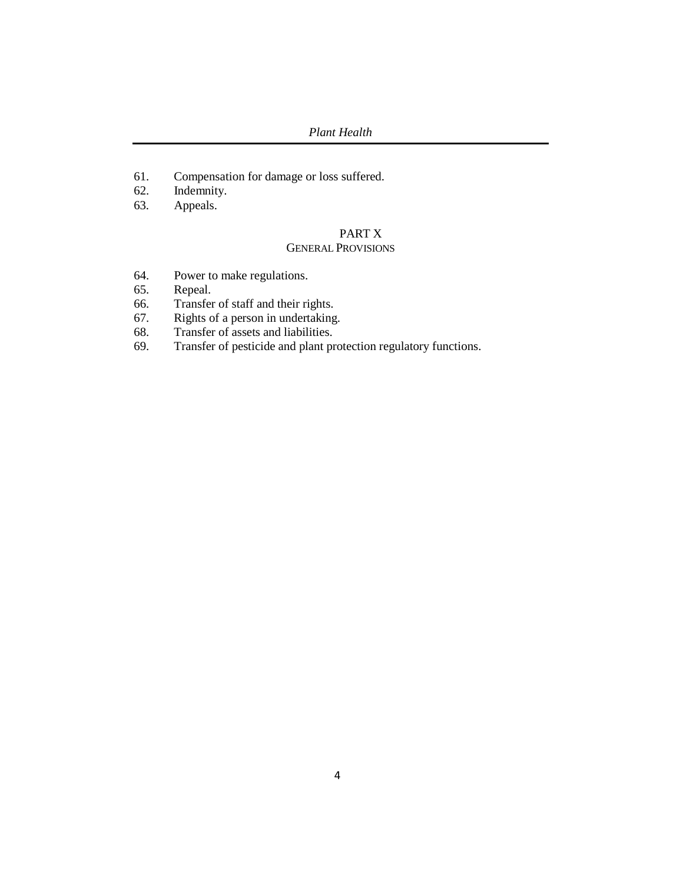61. Compensation for damage or loss suffered.
62. Indemnity.
63. Appeals.

## PART X
### GENERAL PROVISIONS

64. Power to make regulations.
65. Repeal.
66. Transfer of staff and their rights.
67. Rights of a person in undertaking.
68. Transfer of assets and liabilities.
69. Transfer of pesticide and plant protection regulatory functions.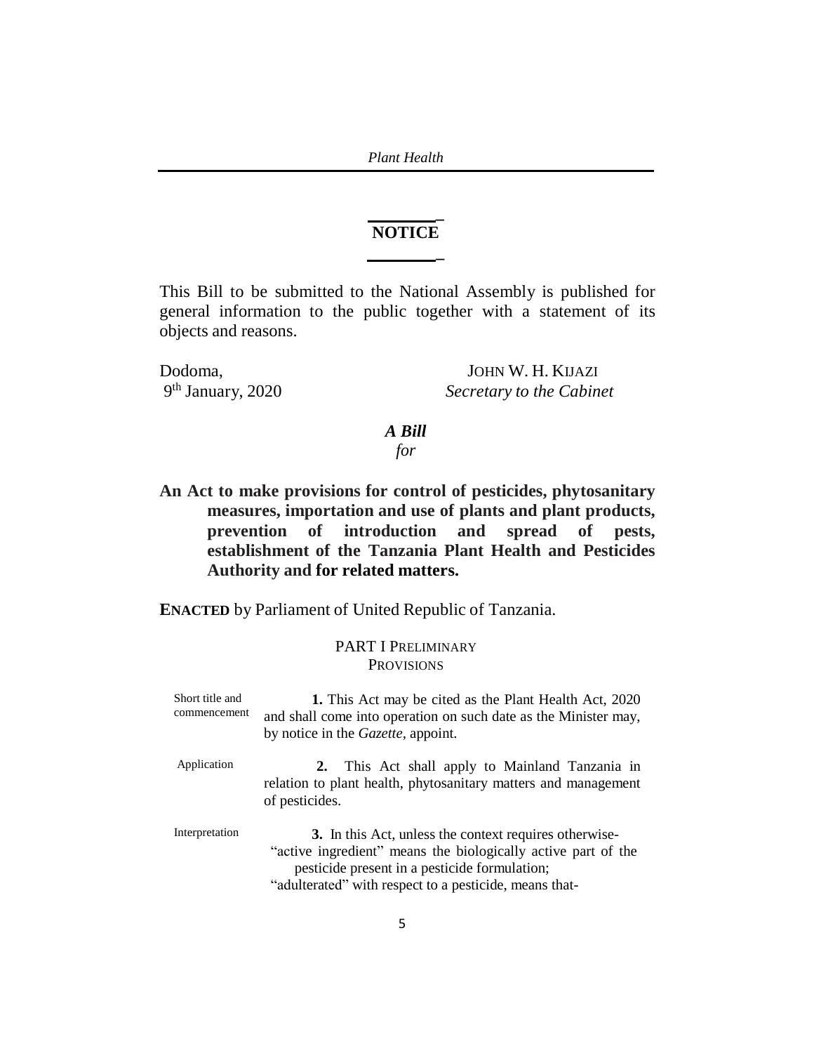## NOTICE

This Bill to be submitted to the National Assembly is published for general information to the public together with a statement of its objects and reasons.

Dodoma,
9th January, 2020

JOHN W. H. KIJAZI
*Secretary to the Cabinet*

***A Bill***
*for*

**An Act to make provisions for control of pesticides, phytosanitary measures, importation and use of plants and plant products, prevention of introduction and spread of pests, establishment of the Tanzania Plant Health and Pesticides Authority and for related matters.**

**ENACTED** by Parliament of United Republic of Tanzania.

### PART I PRELIMINARY PROVISIONS

Short title and commencement

**1.** This Act may be cited as the Plant Health Act, 2020 and shall come into operation on such date as the Minister may, by notice in the *Gazette*, appoint.

Application

**2.** This Act shall apply to Mainland Tanzania in relation to plant health, phytosanitary matters and management of pesticides.

Interpretation

**3.** In this Act, unless the context requires otherwise-

"active ingredient" means the biologically active part of the pesticide present in a pesticide formulation;

"adulterated" with respect to a pesticide, means that-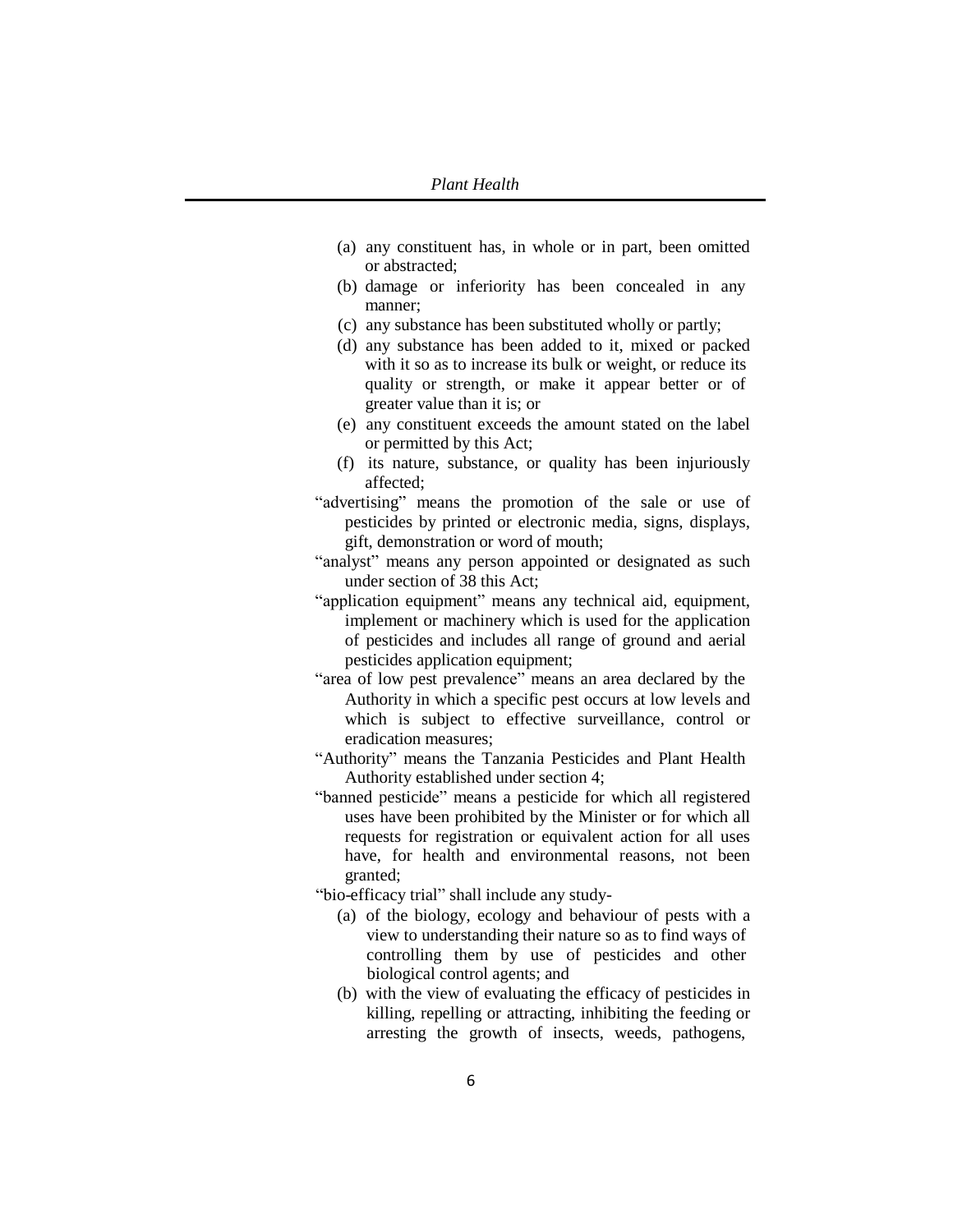(a) any constituent has, in whole or in part, been omitted or abstracted;
(b) damage or inferiority has been concealed in any manner;
(c) any substance has been substituted wholly or partly;
(d) any substance has been added to it, mixed or packed with it so as to increase its bulk or weight, or reduce its quality or strength, or make it appear better or of greater value than it is; or
(e) any constituent exceeds the amount stated on the label or permitted by this Act;
(f) its nature, substance, or quality has been injuriously affected;

"advertising" means the promotion of the sale or use of pesticides by printed or electronic media, signs, displays, gift, demonstration or word of mouth;

"analyst" means any person appointed or designated as such under section of 38 this Act;

"application equipment" means any technical aid, equipment, implement or machinery which is used for the application of pesticides and includes all range of ground and aerial pesticides application equipment;

"area of low pest prevalence" means an area declared by the Authority in which a specific pest occurs at low levels and which is subject to effective surveillance, control or eradication measures;

"Authority" means the Tanzania Pesticides and Plant Health Authority established under section 4;

"banned pesticide" means a pesticide for which all registered uses have been prohibited by the Minister or for which all requests for registration or equivalent action for all uses have, for health and environmental reasons, not been granted;

"bio-efficacy trial" shall include any study-
(a) of the biology, ecology and behaviour of pests with a view to understanding their nature so as to find ways of controlling them by use of pesticides and other biological control agents; and
(b) with the view of evaluating the efficacy of pesticides in killing, repelling or attracting, inhibiting the feeding or arresting the growth of insects, weeds, pathogens,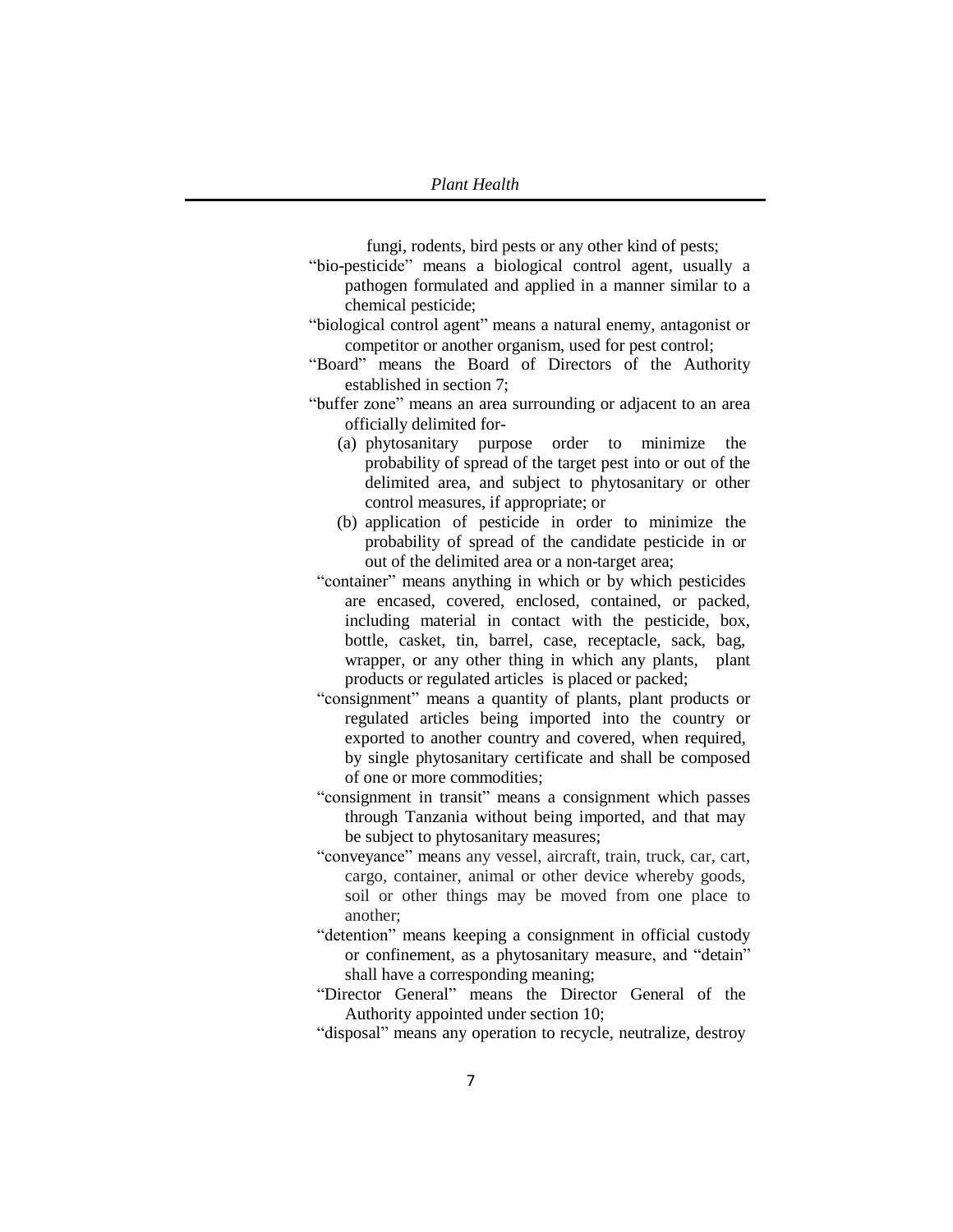fungi, rodents, bird pests or any other kind of pests;

"bio-pesticide" means a biological control agent, usually a pathogen formulated and applied in a manner similar to a chemical pesticide;

"biological control agent" means a natural enemy, antagonist or competitor or another organism, used for pest control;

"Board" means the Board of Directors of the Authority established in section 7;

"buffer zone" means an area surrounding or adjacent to an area officially delimited for-

(a) phytosanitary purpose order to minimize the probability of spread of the target pest into or out of the delimited area, and subject to phytosanitary or other control measures, if appropriate; or

(b) application of pesticide in order to minimize the probability of spread of the candidate pesticide in or out of the delimited area or a non-target area;

"container" means anything in which or by which pesticides are encased, covered, enclosed, contained, or packed, including material in contact with the pesticide, box, bottle, casket, tin, barrel, case, receptacle, sack, bag, wrapper, or any other thing in which any plants, plant products or regulated articles is placed or packed;

"consignment" means a quantity of plants, plant products or regulated articles being imported into the country or exported to another country and covered, when required, by single phytosanitary certificate and shall be composed of one or more commodities;

"consignment in transit" means a consignment which passes through Tanzania without being imported, and that may be subject to phytosanitary measures;

"conveyance" means any vessel, aircraft, train, truck, car, cart, cargo, container, animal or other device whereby goods, soil or other things may be moved from one place to another;

"detention" means keeping a consignment in official custody or confinement, as a phytosanitary measure, and "detain" shall have a corresponding meaning;

"Director General" means the Director General of the Authority appointed under section 10;

"disposal" means any operation to recycle, neutralize, destroy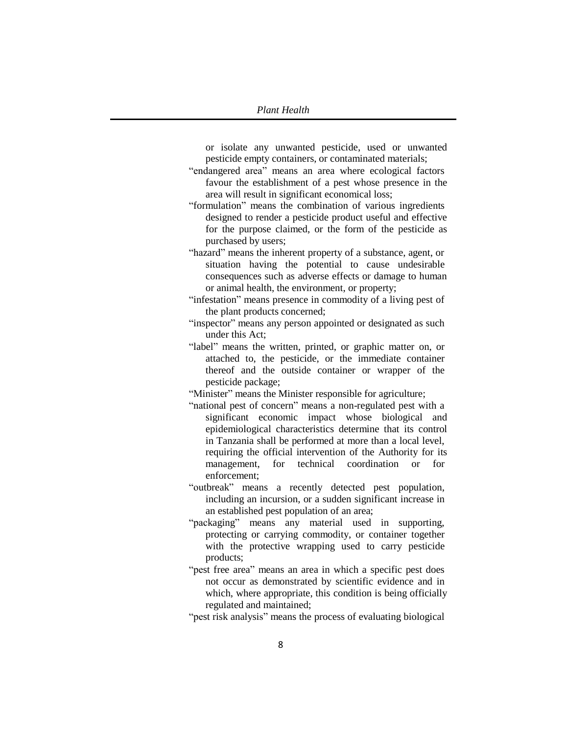or isolate any unwanted pesticide, used or unwanted pesticide empty containers, or contaminated materials;

"endangered area" means an area where ecological factors favour the establishment of a pest whose presence in the area will result in significant economical loss;

"formulation" means the combination of various ingredients designed to render a pesticide product useful and effective for the purpose claimed, or the form of the pesticide as purchased by users;

"hazard" means the inherent property of a substance, agent, or situation having the potential to cause undesirable consequences such as adverse effects or damage to human or animal health, the environment, or property;

"infestation" means presence in commodity of a living pest of the plant products concerned;

"inspector" means any person appointed or designated as such under this Act;

"label" means the written, printed, or graphic matter on, or attached to, the pesticide, or the immediate container thereof and the outside container or wrapper of the pesticide package;

"Minister" means the Minister responsible for agriculture;

"national pest of concern" means a non-regulated pest with a significant economic impact whose biological and epidemiological characteristics determine that its control in Tanzania shall be performed at more than a local level, requiring the official intervention of the Authority for its management, for technical coordination or for enforcement;

"outbreak" means a recently detected pest population, including an incursion, or a sudden significant increase in an established pest population of an area;

"packaging" means any material used in supporting, protecting or carrying commodity, or container together with the protective wrapping used to carry pesticide products;

"pest free area" means an area in which a specific pest does not occur as demonstrated by scientific evidence and in which, where appropriate, this condition is being officially regulated and maintained;

"pest risk analysis" means the process of evaluating biological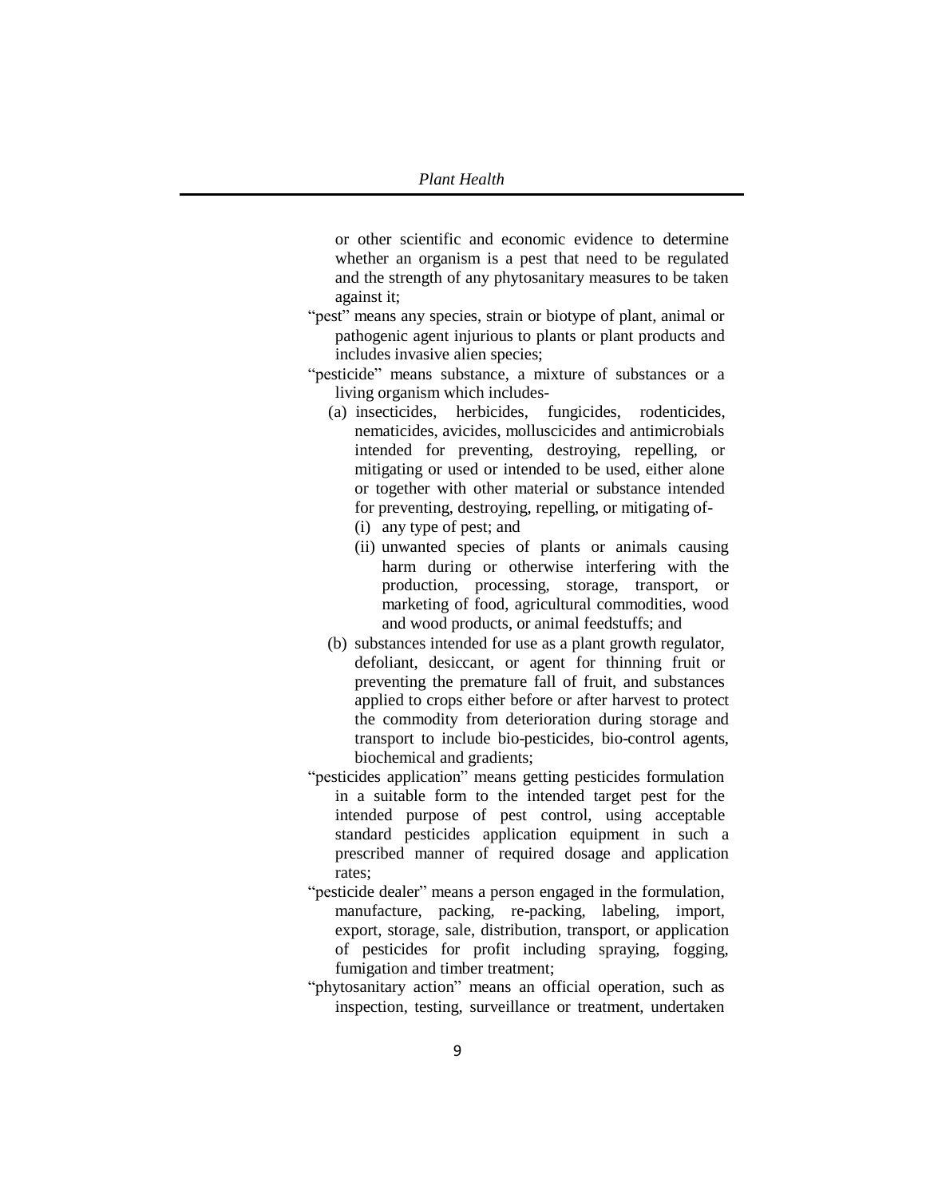or other scientific and economic evidence to determine whether an organism is a pest that need to be regulated and the strength of any phytosanitary measures to be taken against it;

"pest" means any species, strain or biotype of plant, animal or pathogenic agent injurious to plants or plant products and includes invasive alien species;

"pesticide" means substance, a mixture of substances or a living organism which includes-

(a) insecticides, herbicides, fungicides, rodenticides, nematicides, avicides, molluscicides and antimicrobials intended for preventing, destroying, repelling, or mitigating or used or intended to be used, either alone or together with other material or substance intended for preventing, destroying, repelling, or mitigating of-

(i) any type of pest; and

(ii) unwanted species of plants or animals causing harm during or otherwise interfering with the production, processing, storage, transport, or marketing of food, agricultural commodities, wood and wood products, or animal feedstuffs; and

(b) substances intended for use as a plant growth regulator, defoliant, desiccant, or agent for thinning fruit or preventing the premature fall of fruit, and substances applied to crops either before or after harvest to protect the commodity from deterioration during storage and transport to include bio-pesticides, bio-control agents, biochemical and gradients;

"pesticides application" means getting pesticides formulation in a suitable form to the intended target pest for the intended purpose of pest control, using acceptable standard pesticides application equipment in such a prescribed manner of required dosage and application rates;

"pesticide dealer" means a person engaged in the formulation, manufacture, packing, re-packing, labeling, import, export, storage, sale, distribution, transport, or application of pesticides for profit including spraying, fogging, fumigation and timber treatment;

"phytosanitary action" means an official operation, such as inspection, testing, surveillance or treatment, undertaken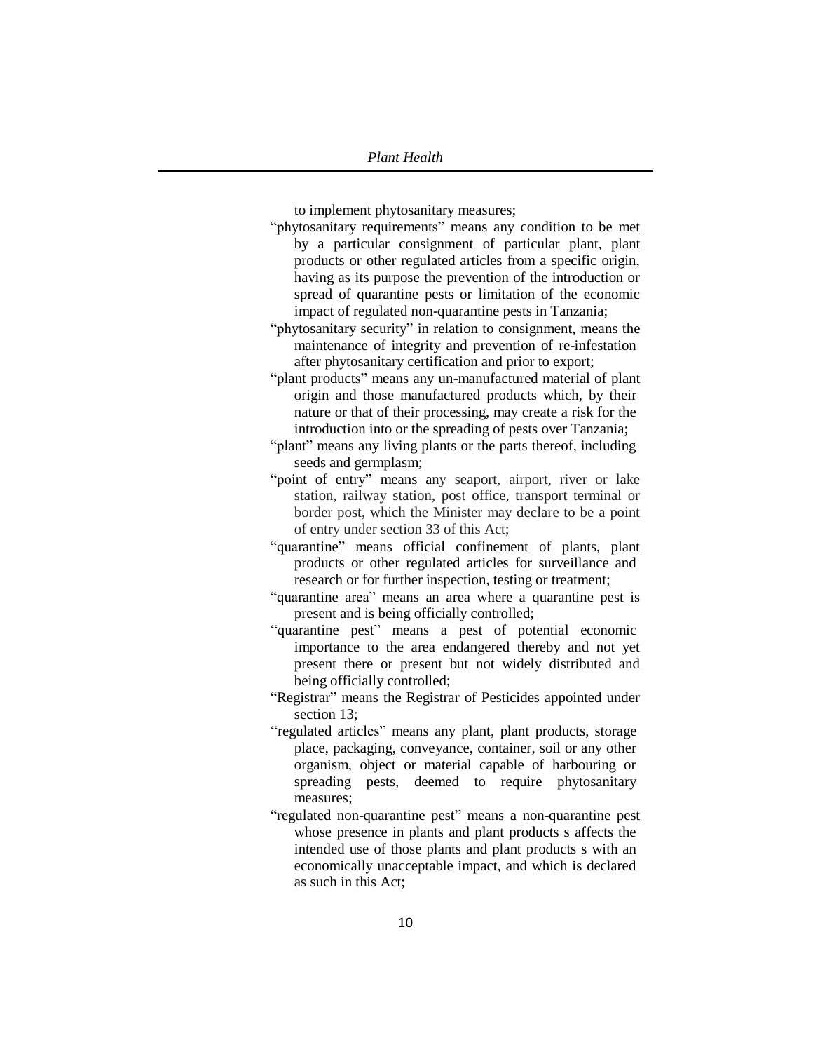to implement phytosanitary measures;

"phytosanitary requirements" means any condition to be met by a particular consignment of particular plant, plant products or other regulated articles from a specific origin, having as its purpose the prevention of the introduction or spread of quarantine pests or limitation of the economic impact of regulated non-quarantine pests in Tanzania;

"phytosanitary security" in relation to consignment, means the maintenance of integrity and prevention of re-infestation after phytosanitary certification and prior to export;

"plant products" means any un-manufactured material of plant origin and those manufactured products which, by their nature or that of their processing, may create a risk for the introduction into or the spreading of pests over Tanzania;

"plant" means any living plants or the parts thereof, including seeds and germplasm;

"point of entry" means any seaport, airport, river or lake station, railway station, post office, transport terminal or border post, which the Minister may declare to be a point of entry under section 33 of this Act;

"quarantine" means official confinement of plants, plant products or other regulated articles for surveillance and research or for further inspection, testing or treatment;

"quarantine area" means an area where a quarantine pest is present and is being officially controlled;

"quarantine pest" means a pest of potential economic importance to the area endangered thereby and not yet present there or present but not widely distributed and being officially controlled;

"Registrar" means the Registrar of Pesticides appointed under section 13;

"regulated articles" means any plant, plant products, storage place, packaging, conveyance, container, soil or any other organism, object or material capable of harbouring or spreading pests, deemed to require phytosanitary measures;

"regulated non-quarantine pest" means a non-quarantine pest whose presence in plants and plant products s affects the intended use of those plants and plant products s with an economically unacceptable impact, and which is declared as such in this Act;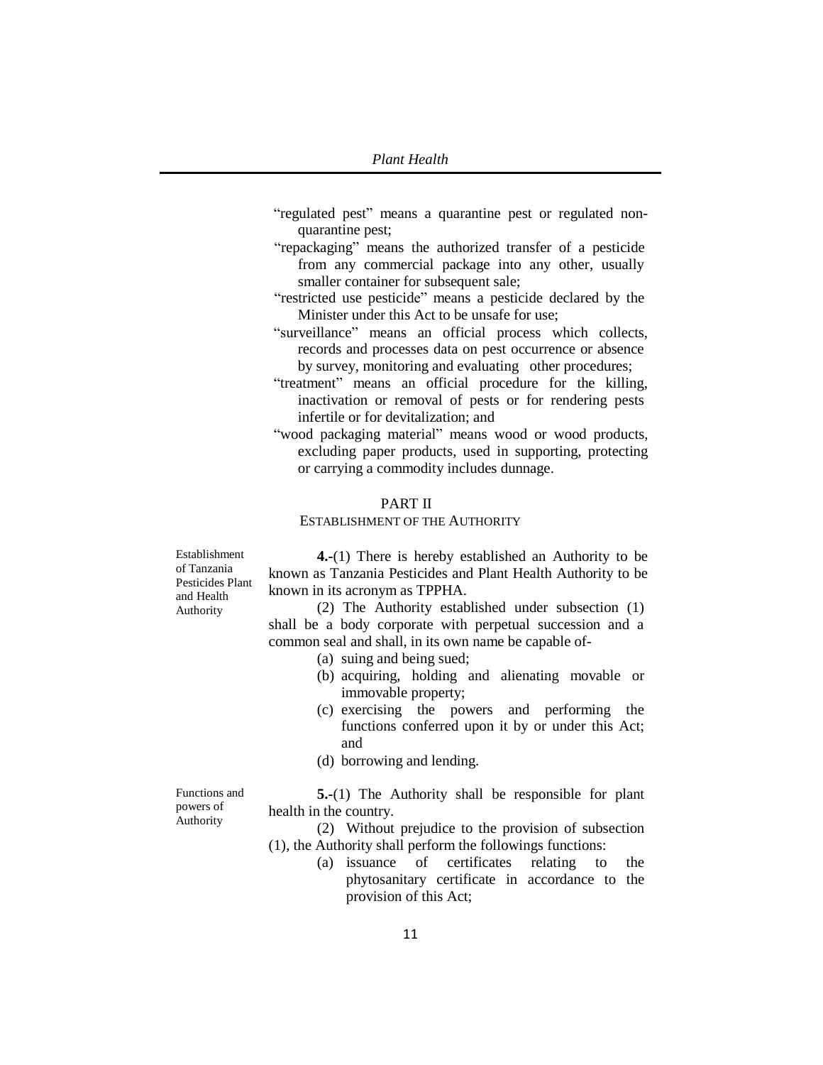"regulated pest" means a quarantine pest or regulated non-quarantine pest;

"repackaging" means the authorized transfer of a pesticide from any commercial package into any other, usually smaller container for subsequent sale;

"restricted use pesticide" means a pesticide declared by the Minister under this Act to be unsafe for use;

"surveillance" means an official process which collects, records and processes data on pest occurrence or absence by survey, monitoring and evaluating other procedures;

"treatment" means an official procedure for the killing, inactivation or removal of pests or for rendering pests infertile or for devitalization; and

"wood packaging material" means wood or wood products, excluding paper products, used in supporting, protecting or carrying a commodity includes dunnage.

## PART II
### ESTABLISHMENT OF THE AUTHORITY

Establishment of Tanzania Pesticides Plant and Health Authority

**4.**-(1) There is hereby established an Authority to be known as Tanzania Pesticides and Plant Health Authority to be known in its acronym as TPPHA.

(2) The Authority established under subsection (1) shall be a body corporate with perpetual succession and a common seal and shall, in its own name be capable of-

(a) suing and being sued;

(b) acquiring, holding and alienating movable or immovable property;

(c) exercising the powers and performing the functions conferred upon it by or under this Act; and

(d) borrowing and lending.

Functions and powers of Authority

**5.**-(1) The Authority shall be responsible for plant health in the country.

(2) Without prejudice to the provision of subsection (1), the Authority shall perform the followings functions:

(a) issuance of certificates relating to the phytosanitary certificate in accordance to the provision of this Act;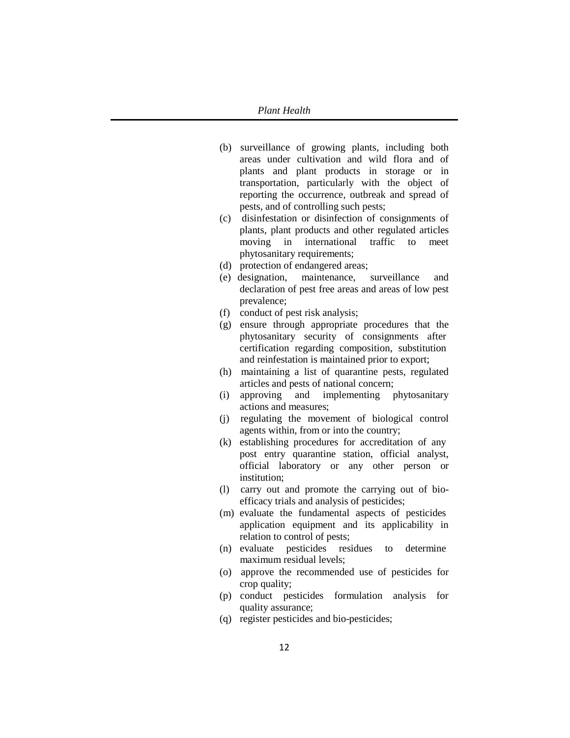(b) surveillance of growing plants, including both areas under cultivation and wild flora and of plants and plant products in storage or in transportation, particularly with the object of reporting the occurrence, outbreak and spread of pests, and of controlling such pests;

(c) disinfestation or disinfection of consignments of plants, plant products and other regulated articles moving in international traffic to meet phytosanitary requirements;

(d) protection of endangered areas;

(e) designation, maintenance, surveillance and declaration of pest free areas and areas of low pest prevalence;

(f) conduct of pest risk analysis;

(g) ensure through appropriate procedures that the phytosanitary security of consignments after certification regarding composition, substitution and reinfestation is maintained prior to export;

(h) maintaining a list of quarantine pests, regulated articles and pests of national concern;

(i) approving and implementing phytosanitary actions and measures;

(j) regulating the movement of biological control agents within, from or into the country;

(k) establishing procedures for accreditation of any post entry quarantine station, official analyst, official laboratory or any other person or institution;

(l) carry out and promote the carrying out of bio-efficacy trials and analysis of pesticides;

(m) evaluate the fundamental aspects of pesticides application equipment and its applicability in relation to control of pests;

(n) evaluate pesticides residues to determine maximum residual levels;

(o) approve the recommended use of pesticides for crop quality;

(p) conduct pesticides formulation analysis for quality assurance;

(q) register pesticides and bio-pesticides;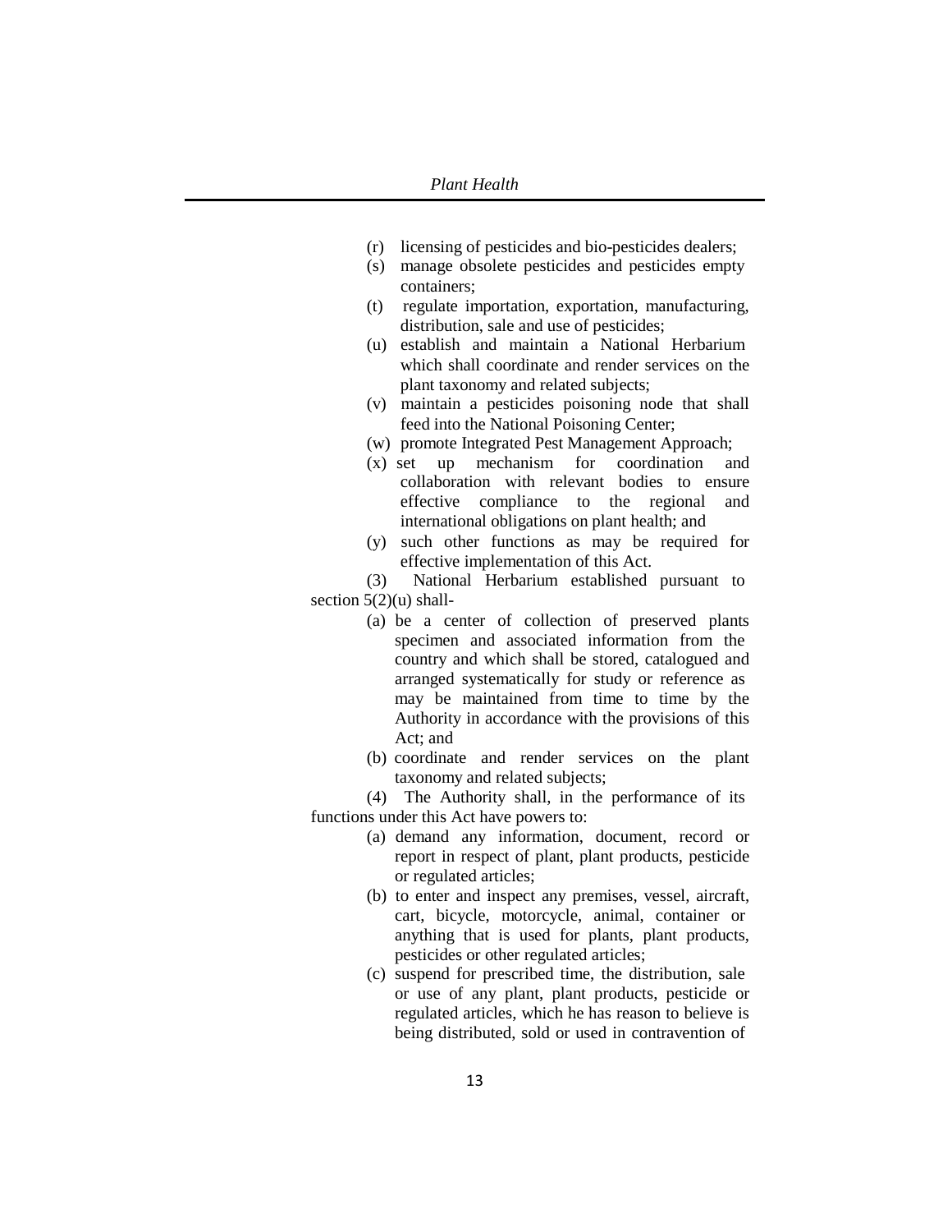(r) licensing of pesticides and bio-pesticides dealers;

(s) manage obsolete pesticides and pesticides empty containers;

(t) regulate importation, exportation, manufacturing, distribution, sale and use of pesticides;

(u) establish and maintain a National Herbarium which shall coordinate and render services on the plant taxonomy and related subjects;

(v) maintain a pesticides poisoning node that shall feed into the National Poisoning Center;

(w) promote Integrated Pest Management Approach;

(x) set up mechanism for coordination and collaboration with relevant bodies to ensure effective compliance to the regional and international obligations on plant health; and

(y) such other functions as may be required for effective implementation of this Act.

(3) National Herbarium established pursuant to section 5(2)(u) shall-

(a) be a center of collection of preserved plants specimen and associated information from the country and which shall be stored, catalogued and arranged systematically for study or reference as may be maintained from time to time by the Authority in accordance with the provisions of this Act; and

(b) coordinate and render services on the plant taxonomy and related subjects;

(4) The Authority shall, in the performance of its functions under this Act have powers to:

(a) demand any information, document, record or report in respect of plant, plant products, pesticide or regulated articles;

(b) to enter and inspect any premises, vessel, aircraft, cart, bicycle, motorcycle, animal, container or anything that is used for plants, plant products, pesticides or other regulated articles;

(c) suspend for prescribed time, the distribution, sale or use of any plant, plant products, pesticide or regulated articles, which he has reason to believe is being distributed, sold or used in contravention of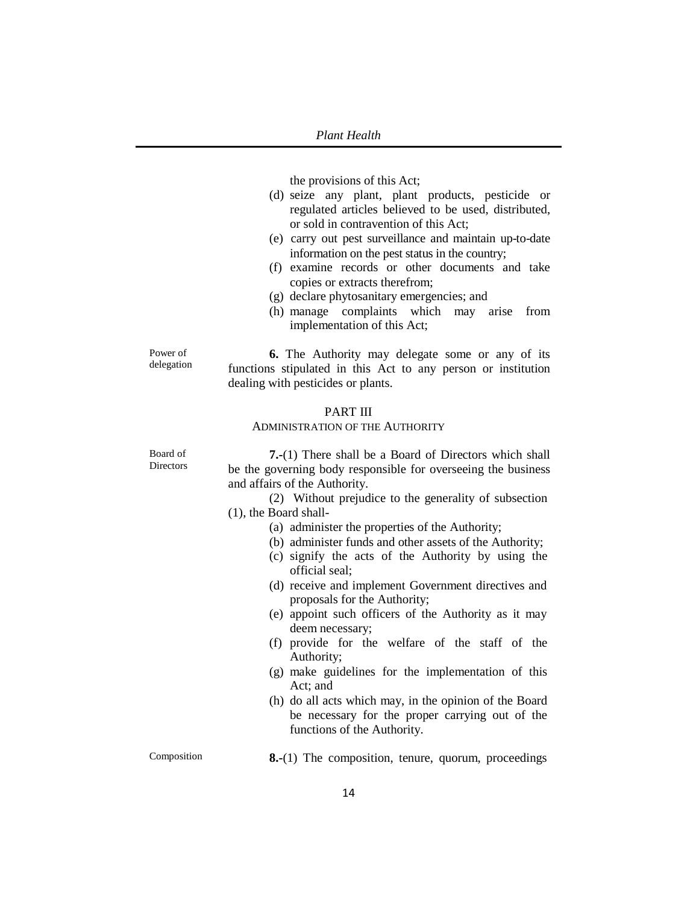the provisions of this Act;

(d) seize any plant, plant products, pesticide or regulated articles believed to be used, distributed, or sold in contravention of this Act;

(e) carry out pest surveillance and maintain up-to-date information on the pest status in the country;

(f) examine records or other documents and take copies or extracts therefrom;

(g) declare phytosanitary emergencies; and

(h) manage complaints which may arise from implementation of this Act;

Power of delegation

**6.** The Authority may delegate some or any of its functions stipulated in this Act to any person or institution dealing with pesticides or plants.

## PART III
### ADMINISTRATION OF THE AUTHORITY

Board of Directors

**7.**-(1) There shall be a Board of Directors which shall be the governing body responsible for overseeing the business and affairs of the Authority.

(2) Without prejudice to the generality of subsection (1), the Board shall-

(a) administer the properties of the Authority;

(b) administer funds and other assets of the Authority;

(c) signify the acts of the Authority by using the official seal;

(d) receive and implement Government directives and proposals for the Authority;

(e) appoint such officers of the Authority as it may deem necessary;

(f) provide for the welfare of the staff of the Authority;

(g) make guidelines for the implementation of this Act; and

(h) do all acts which may, in the opinion of the Board be necessary for the proper carrying out of the functions of the Authority.

Composition

**8.**-(1) The composition, tenure, quorum, proceedings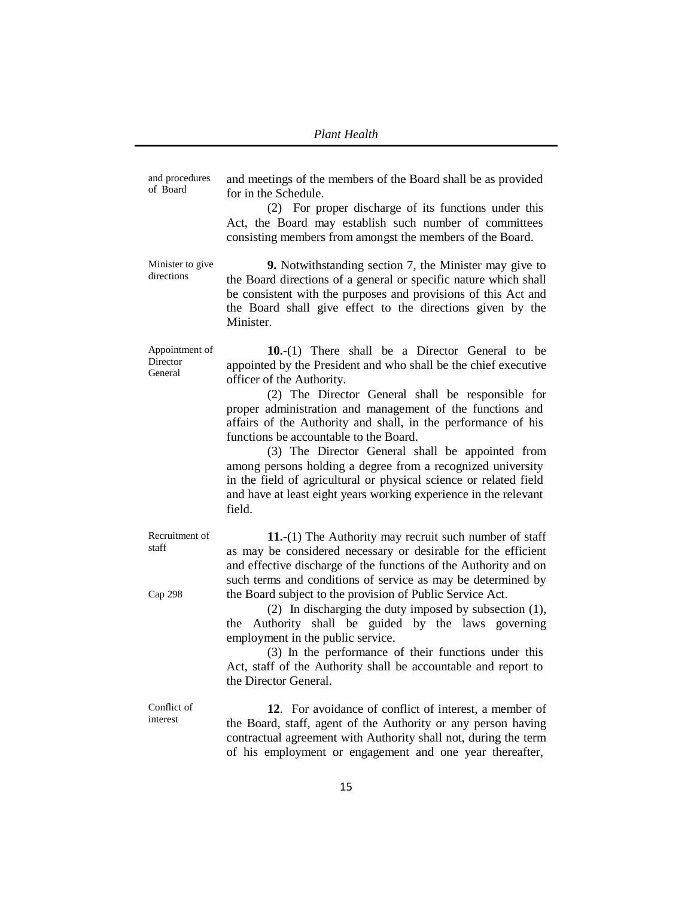and procedures of Board

and meetings of the members of the Board shall be as provided for in the Schedule.

(2) For proper discharge of its functions under this Act, the Board may establish such number of committees consisting members from amongst the members of the Board.

Minister to give directions

**9.** Notwithstanding section 7, the Minister may give to the Board directions of a general or specific nature which shall be consistent with the purposes and provisions of this Act and the Board shall give effect to the directions given by the Minister.

Appointment of Director General

**10.-**(1) There shall be a Director General to be appointed by the President and who shall be the chief executive officer of the Authority.

(2) The Director General shall be responsible for proper administration and management of the functions and affairs of the Authority and shall, in the performance of his functions be accountable to the Board.

(3) The Director General shall be appointed from among persons holding a degree from a recognized university in the field of agricultural or physical science or related field and have at least eight years working experience in the relevant field.

Recruitment of staff

**11.-**(1) The Authority may recruit such number of staff as may be considered necessary or desirable for the efficient and effective discharge of the functions of the Authority and on such terms and conditions of service as may be determined by the Board subject to the provision of Public Service Act.

Cap 298

(2) In discharging the duty imposed by subsection (1), the Authority shall be guided by the laws governing employment in the public service.

(3) In the performance of their functions under this Act, staff of the Authority shall be accountable and report to the Director General.

Conflict of interest

**12**. For avoidance of conflict of interest, a member of the Board, staff, agent of the Authority or any person having contractual agreement with Authority shall not, during the term of his employment or engagement and one year thereafter,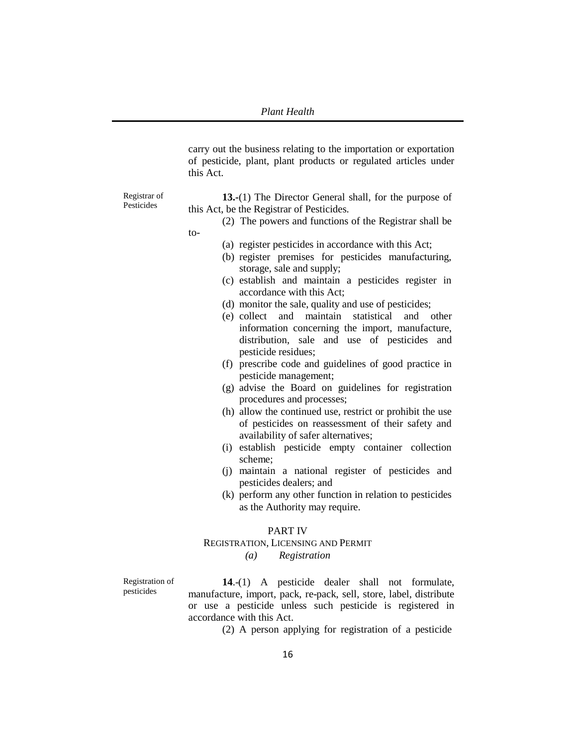carry out the business relating to the importation or exportation of pesticide, plant, plant products or regulated articles under this Act.

Registrar of Pesticides

**13.**-(1) The Director General shall, for the purpose of this Act, be the Registrar of Pesticides.

(2) The powers and functions of the Registrar shall be to-

(a) register pesticides in accordance with this Act;

(b) register premises for pesticides manufacturing, storage, sale and supply;

(c) establish and maintain a pesticides register in accordance with this Act;

(d) monitor the sale, quality and use of pesticides;

(e) collect and maintain statistical and other information concerning the import, manufacture, distribution, sale and use of pesticides and pesticide residues;

(f) prescribe code and guidelines of good practice in pesticide management;

(g) advise the Board on guidelines for registration procedures and processes;

(h) allow the continued use, restrict or prohibit the use of pesticides on reassessment of their safety and availability of safer alternatives;

(i) establish pesticide empty container collection scheme;

(j) maintain a national register of pesticides and pesticides dealers; and

(k) perform any other function in relation to pesticides as the Authority may require.

## PART IV
## REGISTRATION, LICENSING AND PERMIT
### *(a) Registration*

Registration of pesticides

**14**.-(1) A pesticide dealer shall not formulate, manufacture, import, pack, re-pack, sell, store, label, distribute or use a pesticide unless such pesticide is registered in accordance with this Act.

(2) A person applying for registration of a pesticide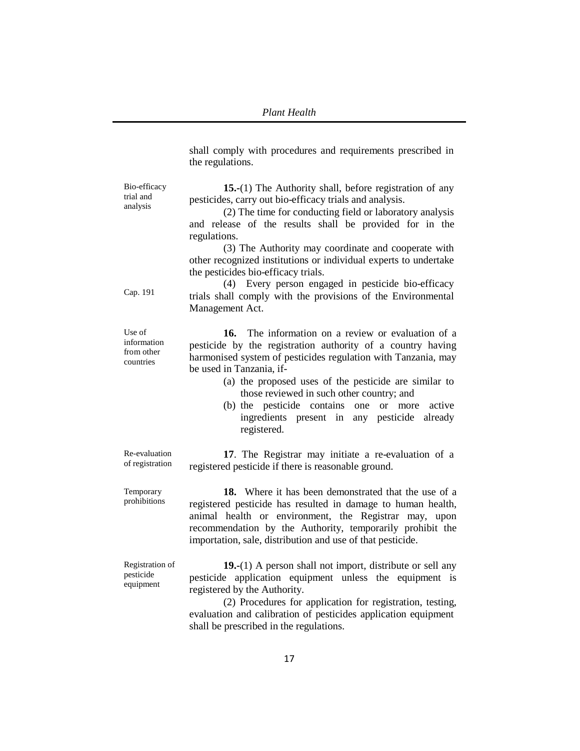shall comply with procedures and requirements prescribed in the regulations.

Bio-efficacy trial and analysis

**15.**-(1) The Authority shall, before registration of any pesticides, carry out bio-efficacy trials and analysis.

(2) The time for conducting field or laboratory analysis and release of the results shall be provided for in the regulations.

(3) The Authority may coordinate and cooperate with other recognized institutions or individual experts to undertake the pesticides bio-efficacy trials.

Cap. 191

(4) Every person engaged in pesticide bio-efficacy trials shall comply with the provisions of the Environmental Management Act.

Use of information from other countries

**16.** The information on a review or evaluation of a pesticide by the registration authority of a country having harmonised system of pesticides regulation with Tanzania, may be used in Tanzania, if-

(a) the proposed uses of the pesticide are similar to those reviewed in such other country; and
(b) the pesticide contains one or more active ingredients present in any pesticide already registered.

Re-evaluation of registration

**17**. The Registrar may initiate a re-evaluation of a registered pesticide if there is reasonable ground.

Temporary prohibitions

**18.** Where it has been demonstrated that the use of a registered pesticide has resulted in damage to human health, animal health or environment, the Registrar may, upon recommendation by the Authority, temporarily prohibit the importation, sale, distribution and use of that pesticide.

Registration of pesticide equipment

**19.**-(1) A person shall not import, distribute or sell any pesticide application equipment unless the equipment is registered by the Authority.

(2) Procedures for application for registration, testing, evaluation and calibration of pesticides application equipment shall be prescribed in the regulations.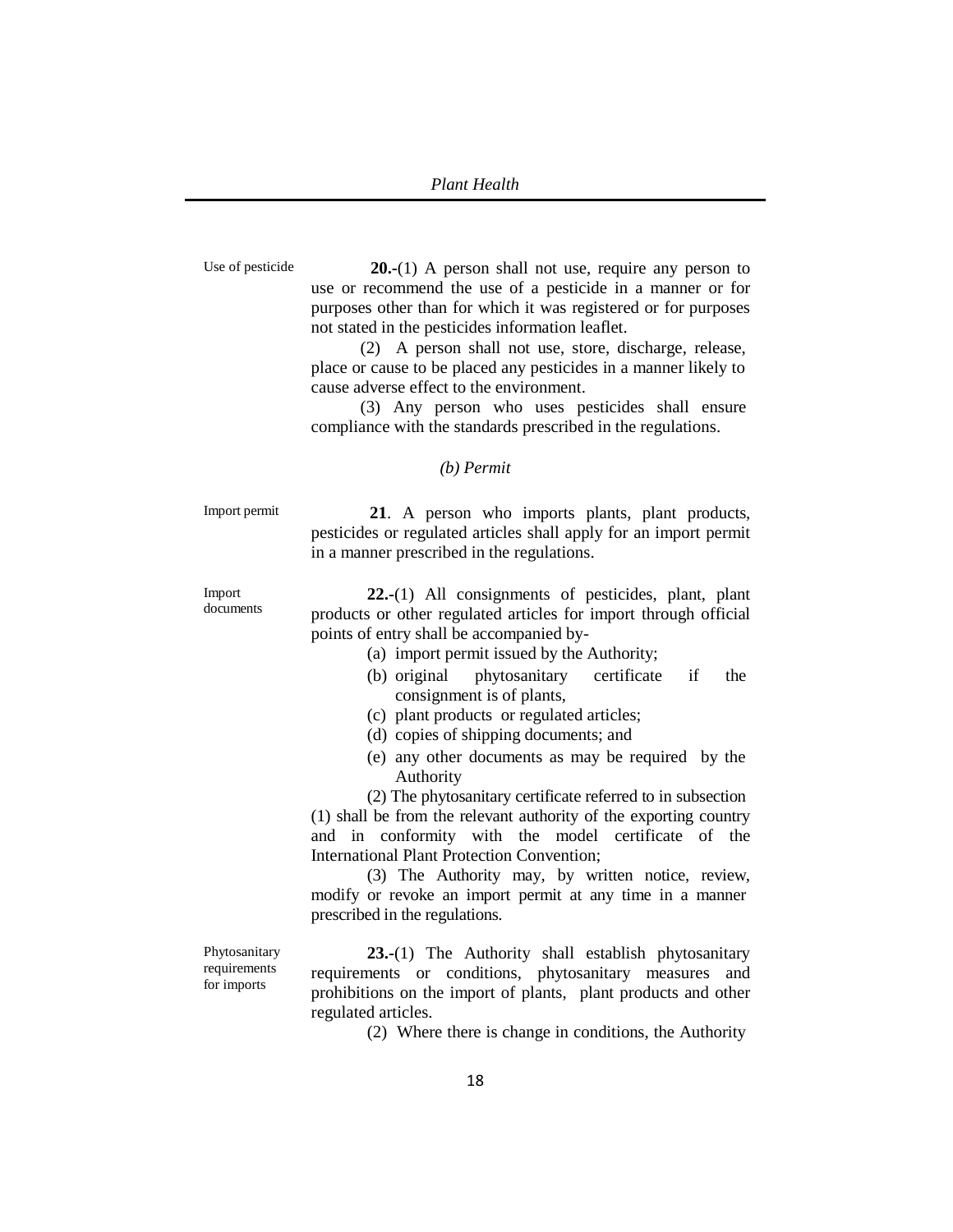Use of pesticide

**20.-**(1) A person shall not use, require any person to use or recommend the use of a pesticide in a manner or for purposes other than for which it was registered or for purposes not stated in the pesticides information leaflet.

(2) A person shall not use, store, discharge, release, place or cause to be placed any pesticides in a manner likely to cause adverse effect to the environment.

(3) Any person who uses pesticides shall ensure compliance with the standards prescribed in the regulations.

*(b) Permit*

Import permit

**21**. A person who imports plants, plant products, pesticides or regulated articles shall apply for an import permit in a manner prescribed in the regulations.

Import documents

**22.-**(1) All consignments of pesticides, plant, plant products or other regulated articles for import through official points of entry shall be accompanied by-

(a) import permit issued by the Authority;

(b) original phytosanitary certificate if the consignment is of plants,

(c) plant products or regulated articles;

(d) copies of shipping documents; and

(e) any other documents as may be required by the Authority

(2) The phytosanitary certificate referred to in subsection (1) shall be from the relevant authority of the exporting country and in conformity with the model certificate of the International Plant Protection Convention;

(3) The Authority may, by written notice, review, modify or revoke an import permit at any time in a manner prescribed in the regulations.

Phytosanitary requirements for imports

**23.-**(1) The Authority shall establish phytosanitary requirements or conditions, phytosanitary measures and prohibitions on the import of plants, plant products and other regulated articles.

(2) Where there is change in conditions, the Authority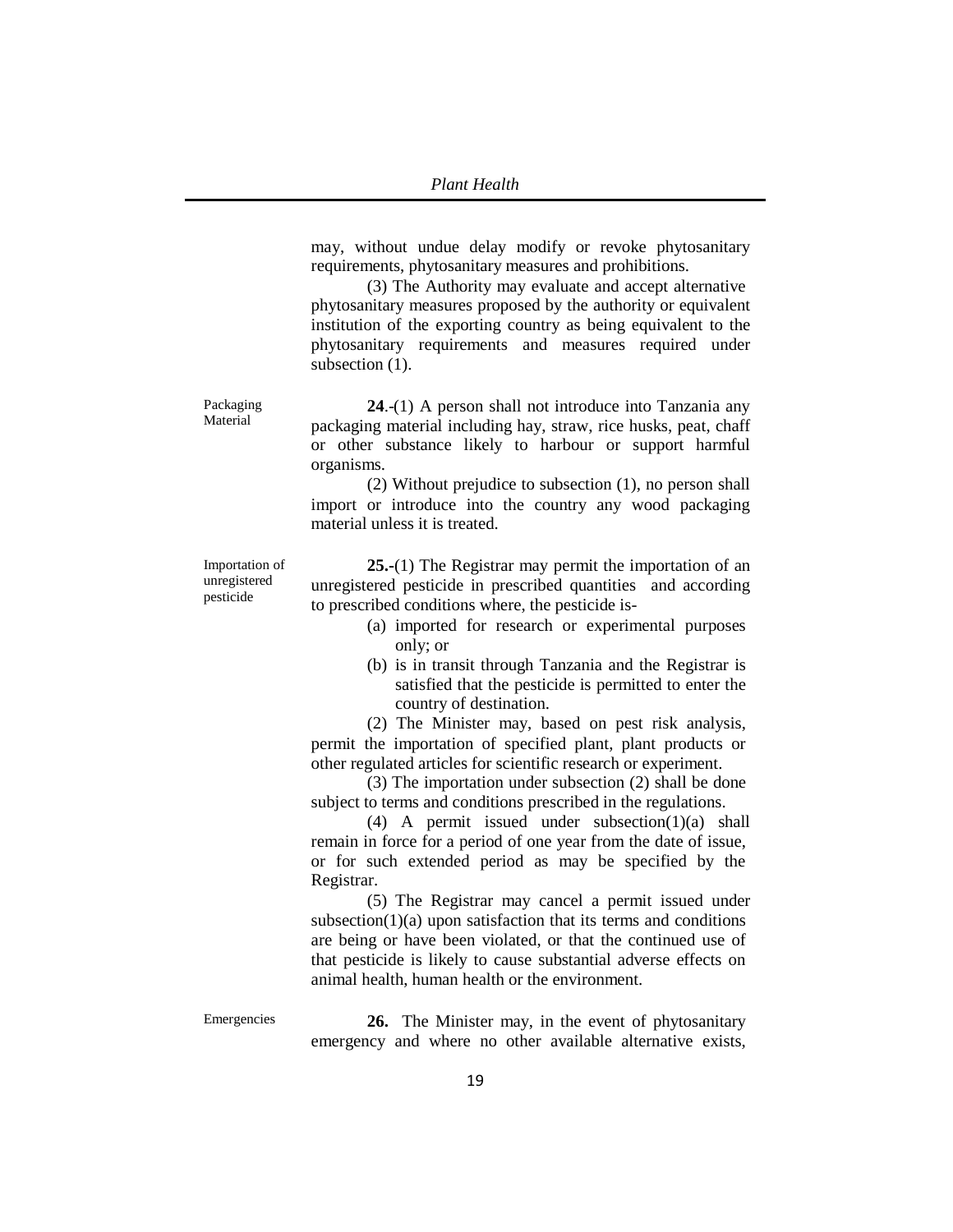may, without undue delay modify or revoke phytosanitary requirements, phytosanitary measures and prohibitions.

(3) The Authority may evaluate and accept alternative phytosanitary measures proposed by the authority or equivalent institution of the exporting country as being equivalent to the phytosanitary requirements and measures required under subsection (1).

Packaging Material

**24**.-(1) A person shall not introduce into Tanzania any packaging material including hay, straw, rice husks, peat, chaff or other substance likely to harbour or support harmful organisms.

(2) Without prejudice to subsection (1), no person shall import or introduce into the country any wood packaging material unless it is treated.

Importation of unregistered pesticide

**25.**-(1) The Registrar may permit the importation of an unregistered pesticide in prescribed quantities and according to prescribed conditions where, the pesticide is-

(a) imported for research or experimental purposes only; or
(b) is in transit through Tanzania and the Registrar is satisfied that the pesticide is permitted to enter the country of destination.

(2) The Minister may, based on pest risk analysis, permit the importation of specified plant, plant products or other regulated articles for scientific research or experiment.

(3) The importation under subsection (2) shall be done subject to terms and conditions prescribed in the regulations.

(4) A permit issued under subsection(1)(a) shall remain in force for a period of one year from the date of issue, or for such extended period as may be specified by the Registrar.

(5) The Registrar may cancel a permit issued under subsection(1)(a) upon satisfaction that its terms and conditions are being or have been violated, or that the continued use of that pesticide is likely to cause substantial adverse effects on animal health, human health or the environment.

Emergencies

**26.** The Minister may, in the event of phytosanitary emergency and where no other available alternative exists,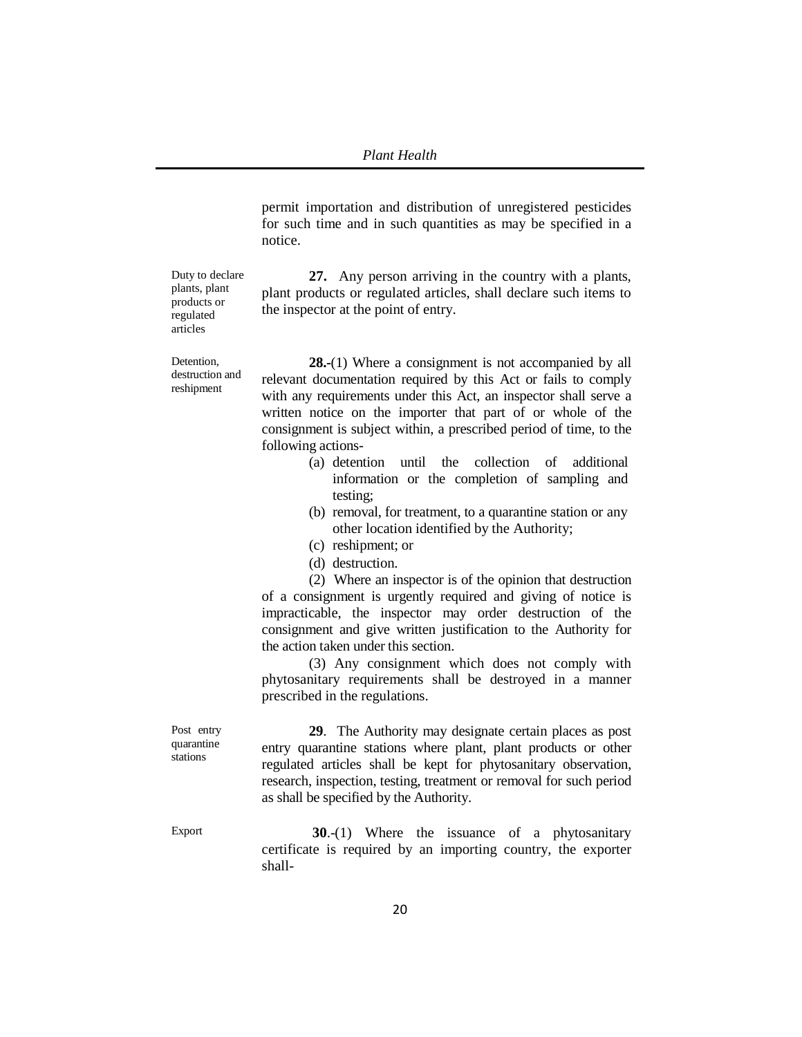permit importation and distribution of unregistered pesticides for such time and in such quantities as may be specified in a notice.

Duty to declare plants, plant products or regulated articles

**27.** Any person arriving in the country with a plants, plant products or regulated articles, shall declare such items to the inspector at the point of entry.

Detention, destruction and reshipment

**28.-**(1) Where a consignment is not accompanied by all relevant documentation required by this Act or fails to comply with any requirements under this Act, an inspector shall serve a written notice on the importer that part of or whole of the consignment is subject within, a prescribed period of time, to the following actions-

(a) detention until the collection of additional information or the completion of sampling and testing;

(b) removal, for treatment, to a quarantine station or any other location identified by the Authority;

(c) reshipment; or

(d) destruction.

(2) Where an inspector is of the opinion that destruction of a consignment is urgently required and giving of notice is impracticable, the inspector may order destruction of the consignment and give written justification to the Authority for the action taken under this section.

(3) Any consignment which does not comply with phytosanitary requirements shall be destroyed in a manner prescribed in the regulations.

Post entry quarantine stations

**29**. The Authority may designate certain places as post entry quarantine stations where plant, plant products or other regulated articles shall be kept for phytosanitary observation, research, inspection, testing, treatment or removal for such period as shall be specified by the Authority.

Export

**30**.-(1) Where the issuance of a phytosanitary certificate is required by an importing country, the exporter shall-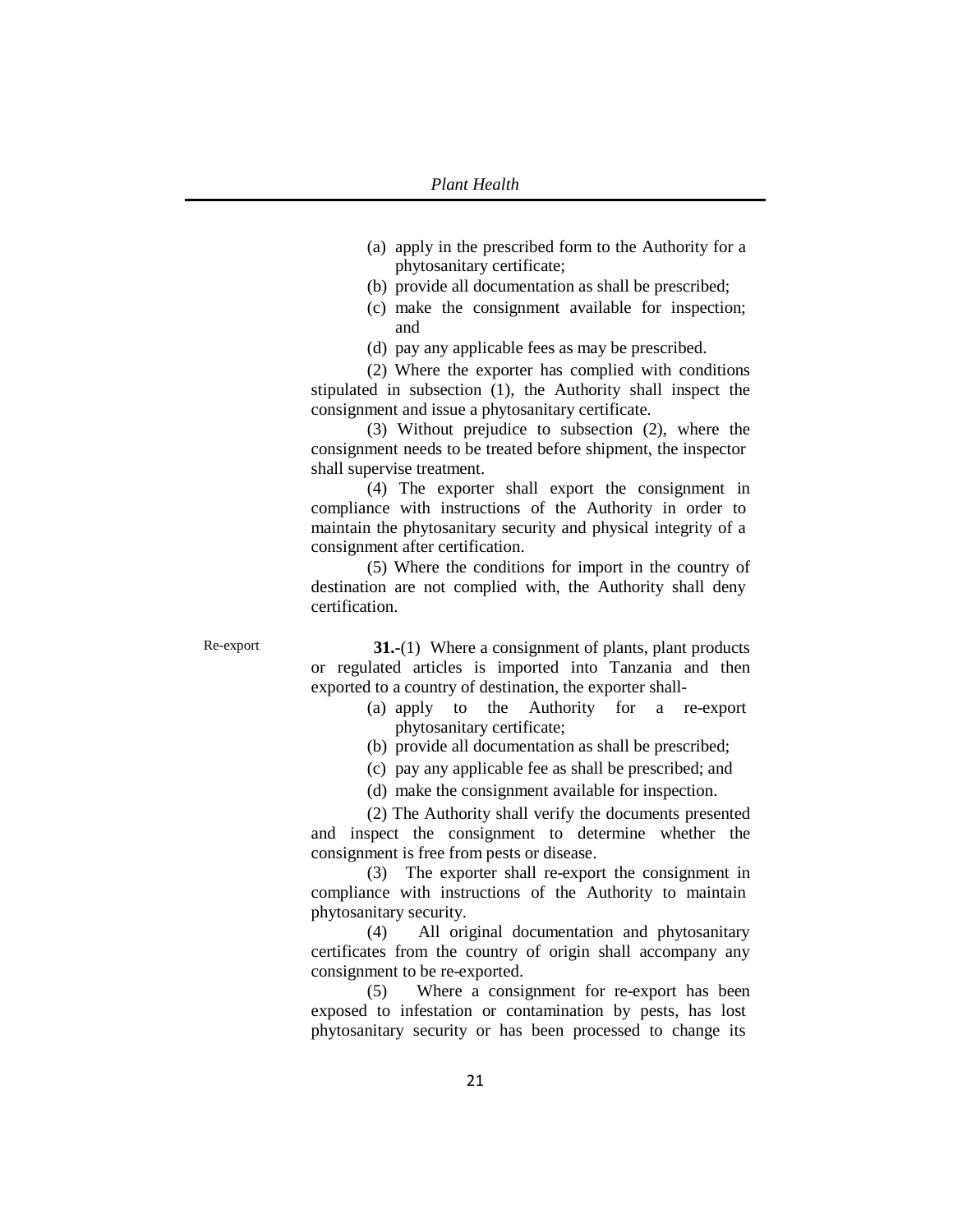(a) apply in the prescribed form to the Authority for a phytosanitary certificate;

(b) provide all documentation as shall be prescribed;

(c) make the consignment available for inspection; and

(d) pay any applicable fees as may be prescribed.

(2) Where the exporter has complied with conditions stipulated in subsection (1), the Authority shall inspect the consignment and issue a phytosanitary certificate.

(3) Without prejudice to subsection (2), where the consignment needs to be treated before shipment, the inspector shall supervise treatment.

(4) The exporter shall export the consignment in compliance with instructions of the Authority in order to maintain the phytosanitary security and physical integrity of a consignment after certification.

(5) Where the conditions for import in the country of destination are not complied with, the Authority shall deny certification.

Re-export

**31.**-(1) Where a consignment of plants, plant products or regulated articles is imported into Tanzania and then exported to a country of destination, the exporter shall-

(a) apply to the Authority for a re-export phytosanitary certificate;

(b) provide all documentation as shall be prescribed;

(c) pay any applicable fee as shall be prescribed; and

(d) make the consignment available for inspection.

(2) The Authority shall verify the documents presented and inspect the consignment to determine whether the consignment is free from pests or disease.

(3) The exporter shall re-export the consignment in compliance with instructions of the Authority to maintain phytosanitary security.

(4) All original documentation and phytosanitary certificates from the country of origin shall accompany any consignment to be re-exported.

(5) Where a consignment for re-export has been exposed to infestation or contamination by pests, has lost phytosanitary security or has been processed to change its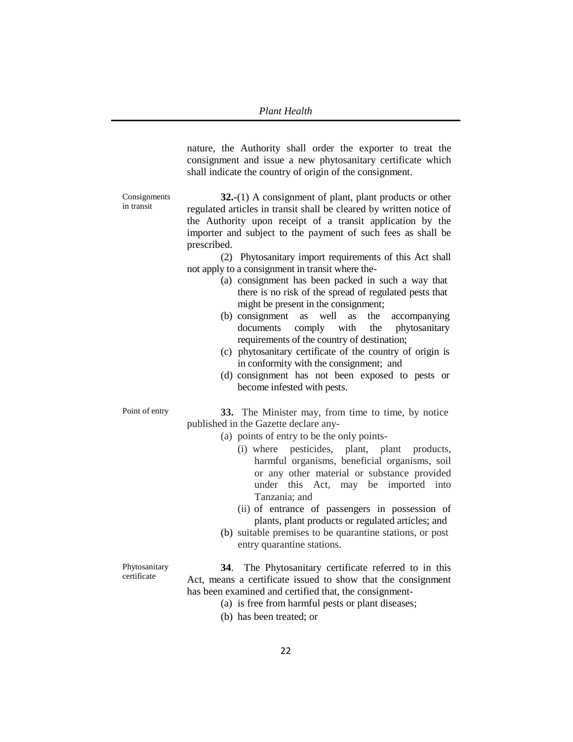nature, the Authority shall order the exporter to treat the consignment and issue a new phytosanitary certificate which shall indicate the country of origin of the consignment.

Consignments in transit

**32.**-(1) A consignment of plant, plant products or other regulated articles in transit shall be cleared by written notice of the Authority upon receipt of a transit application by the importer and subject to the payment of such fees as shall be prescribed.

(2) Phytosanitary import requirements of this Act shall not apply to a consignment in transit where the-

(a) consignment has been packed in such a way that there is no risk of the spread of regulated pests that might be present in the consignment;

(b) consignment as well as the accompanying documents comply with the phytosanitary requirements of the country of destination;

(c) phytosanitary certificate of the country of origin is in conformity with the consignment; and

(d) consignment has not been exposed to pests or become infested with pests.

Point of entry

**33.** The Minister may, from time to time, by notice published in the Gazette declare any-

(a) points of entry to be the only points-

(i) where pesticides, plant, plant products, harmful organisms, beneficial organisms, soil or any other material or substance provided under this Act, may be imported into Tanzania; and

(ii) of entrance of passengers in possession of plants, plant products or regulated articles; and

(b) suitable premises to be quarantine stations, or post entry quarantine stations.

Phytosanitary certificate

**34**. The Phytosanitary certificate referred to in this Act, means a certificate issued to show that the consignment has been examined and certified that, the consignment-

(a) is free from harmful pests or plant diseases;

(b) has been treated; or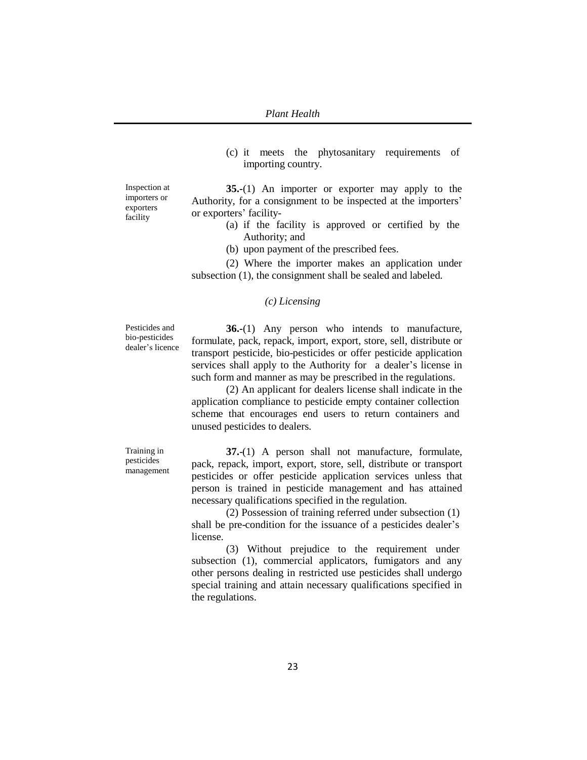(c) it meets the phytosanitary requirements of importing country.

Inspection at importers or exporters facility

**35.**-(1) An importer or exporter may apply to the Authority, for a consignment to be inspected at the importers' or exporters' facility-

(a) if the facility is approved or certified by the Authority; and

(b) upon payment of the prescribed fees.

(2) Where the importer makes an application under subsection (1), the consignment shall be sealed and labeled.

*(c) Licensing*

Pesticides and bio-pesticides dealer's licence

**36.**-(1) Any person who intends to manufacture, formulate, pack, repack, import, export, store, sell, distribute or transport pesticide, bio-pesticides or offer pesticide application services shall apply to the Authority for a dealer's license in such form and manner as may be prescribed in the regulations.

(2) An applicant for dealers license shall indicate in the application compliance to pesticide empty container collection scheme that encourages end users to return containers and unused pesticides to dealers.

Training in pesticides management

**37.**-(1) A person shall not manufacture, formulate, pack, repack, import, export, store, sell, distribute or transport pesticides or offer pesticide application services unless that person is trained in pesticide management and has attained necessary qualifications specified in the regulation.

(2) Possession of training referred under subsection (1) shall be pre-condition for the issuance of a pesticides dealer's license.

(3) Without prejudice to the requirement under subsection (1), commercial applicators, fumigators and any other persons dealing in restricted use pesticides shall undergo special training and attain necessary qualifications specified in the regulations.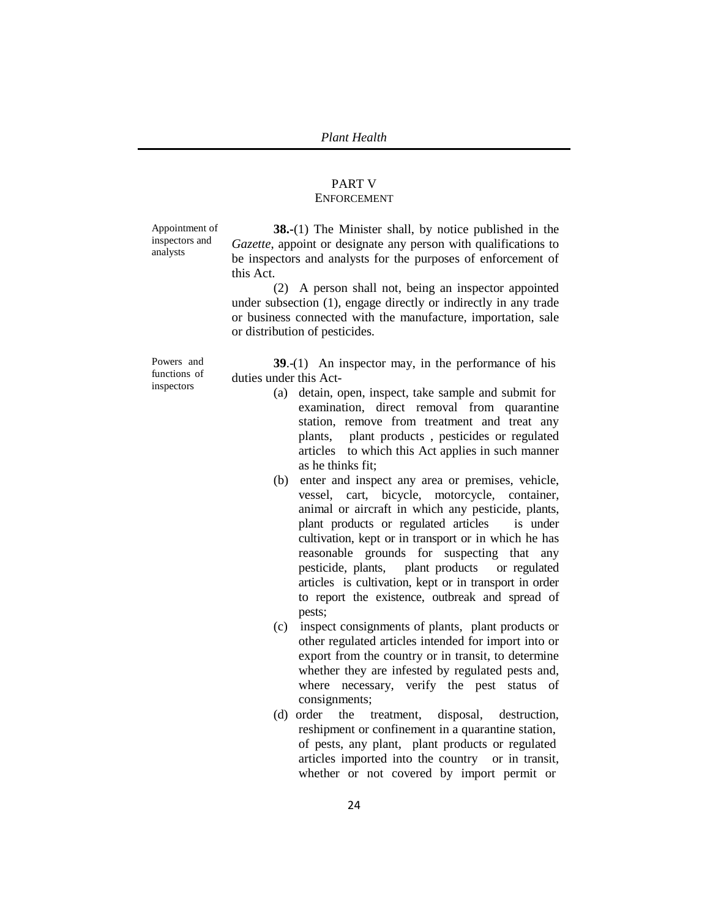## PART V
## ENFORCEMENT

Appointment of inspectors and analysts

**38.**-(1) The Minister shall, by notice published in the *Gazette*, appoint or designate any person with qualifications to be inspectors and analysts for the purposes of enforcement of this Act.

(2) A person shall not, being an inspector appointed under subsection (1), engage directly or indirectly in any trade or business connected with the manufacture, importation, sale or distribution of pesticides.

Powers and functions of inspectors

**39**.-(1) An inspector may, in the performance of his duties under this Act-

(a) detain, open, inspect, take sample and submit for examination, direct removal from quarantine station, remove from treatment and treat any plants, plant products , pesticides or regulated articles to which this Act applies in such manner as he thinks fit;

(b) enter and inspect any area or premises, vehicle, vessel, cart, bicycle, motorcycle, container, animal or aircraft in which any pesticide, plants, plant products or regulated articles is under cultivation, kept or in transport or in which he has reasonable grounds for suspecting that any pesticide, plants, plant products or regulated articles is cultivation, kept or in transport in order to report the existence, outbreak and spread of pests;

(c) inspect consignments of plants, plant products or other regulated articles intended for import into or export from the country or in transit, to determine whether they are infested by regulated pests and, where necessary, verify the pest status of consignments;

(d) order the treatment, disposal, destruction, reshipment or confinement in a quarantine station, of pests, any plant, plant products or regulated articles imported into the country or in transit, whether or not covered by import permit or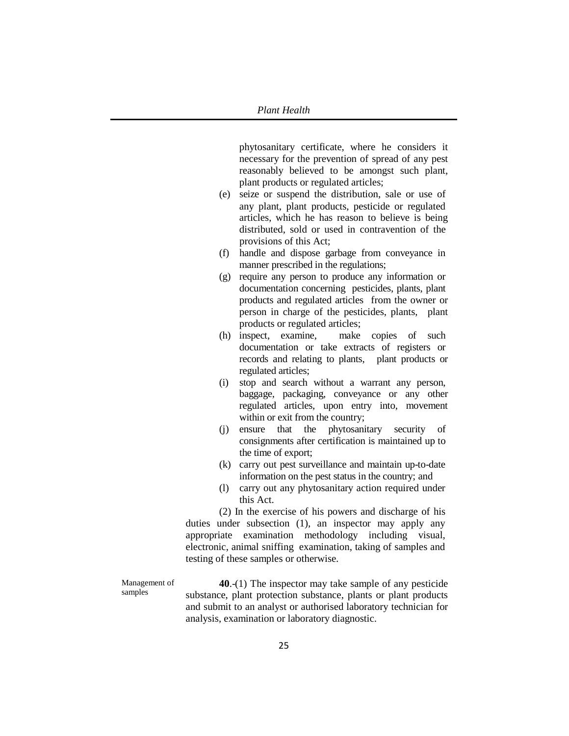phytosanitary certificate, where he considers it necessary for the prevention of spread of any pest reasonably believed to be amongst such plant, plant products or regulated articles;

(e) seize or suspend the distribution, sale or use of any plant, plant products, pesticide or regulated articles, which he has reason to believe is being distributed, sold or used in contravention of the provisions of this Act;

(f) handle and dispose garbage from conveyance in manner prescribed in the regulations;

(g) require any person to produce any information or documentation concerning pesticides, plants, plant products and regulated articles from the owner or person in charge of the pesticides, plants, plant products or regulated articles;

(h) inspect, examine, make copies of such documentation or take extracts of registers or records and relating to plants, plant products or regulated articles;

(i) stop and search without a warrant any person, baggage, packaging, conveyance or any other regulated articles, upon entry into, movement within or exit from the country;

(j) ensure that the phytosanitary security of consignments after certification is maintained up to the time of export;

(k) carry out pest surveillance and maintain up-to-date information on the pest status in the country; and

(l) carry out any phytosanitary action required under this Act.

(2) In the exercise of his powers and discharge of his duties under subsection (1), an inspector may apply any appropriate examination methodology including visual, electronic, animal sniffing examination, taking of samples and testing of these samples or otherwise.

Management of samples

**40**.-(1) The inspector may take sample of any pesticide substance, plant protection substance, plants or plant products and submit to an analyst or authorised laboratory technician for analysis, examination or laboratory diagnostic.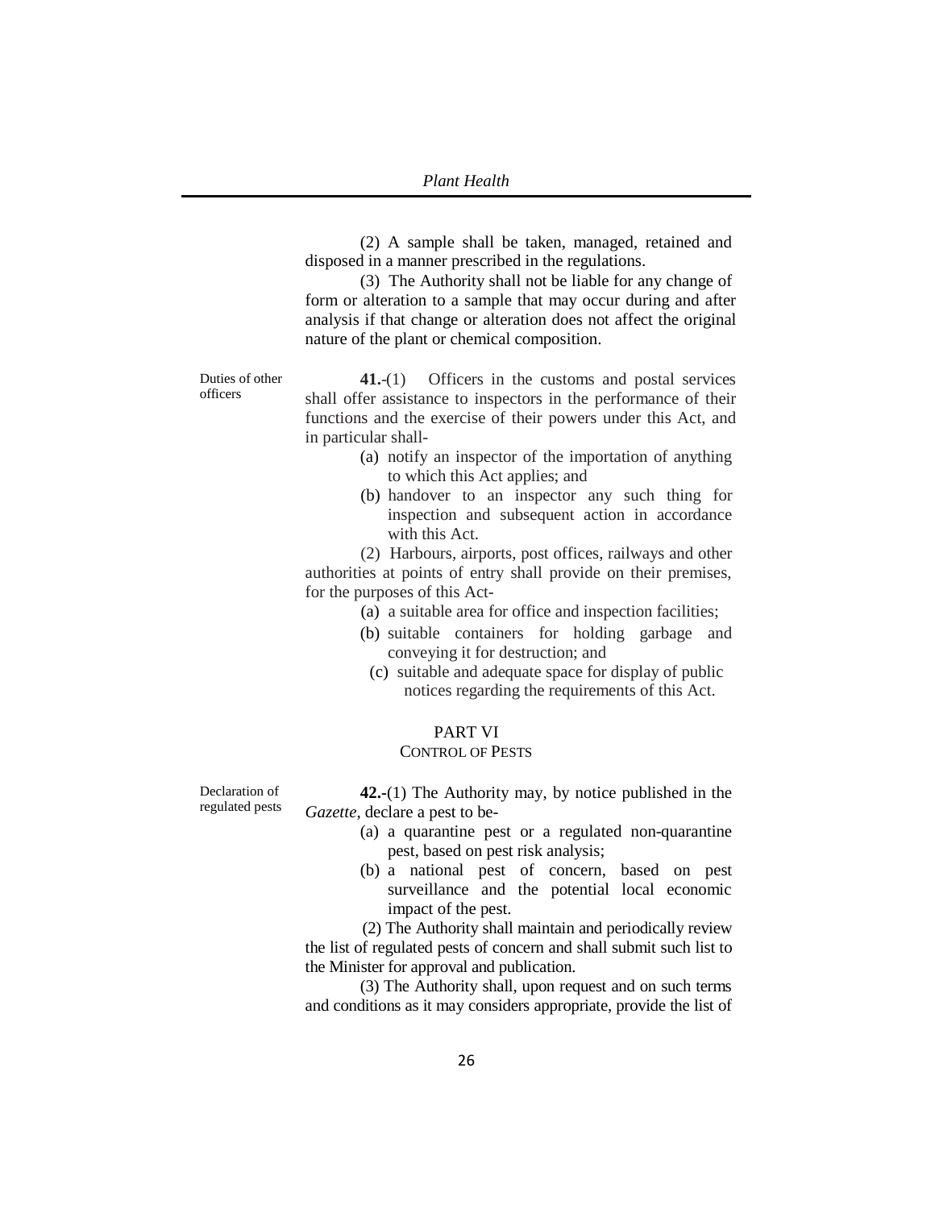(2) A sample shall be taken, managed, retained and disposed in a manner prescribed in the regulations.

(3) The Authority shall not be liable for any change of form or alteration to a sample that may occur during and after analysis if that change or alteration does not affect the original nature of the plant or chemical composition.

Duties of other officers

**41.**-(1) Officers in the customs and postal services shall offer assistance to inspectors in the performance of their functions and the exercise of their powers under this Act, and in particular shall-

(a) notify an inspector of the importation of anything to which this Act applies; and

(b) handover to an inspector any such thing for inspection and subsequent action in accordance with this Act.

(2) Harbours, airports, post offices, railways and other authorities at points of entry shall provide on their premises, for the purposes of this Act-

(a) a suitable area for office and inspection facilities;

(b) suitable containers for holding garbage and conveying it for destruction; and

(c) suitable and adequate space for display of public notices regarding the requirements of this Act.

## PART VI
## CONTROL OF PESTS

Declaration of regulated pests

**42.**-(1) The Authority may, by notice published in the *Gazette*, declare a pest to be-

(a) a quarantine pest or a regulated non-quarantine pest, based on pest risk analysis;

(b) a national pest of concern, based on pest surveillance and the potential local economic impact of the pest.

(2) The Authority shall maintain and periodically review the list of regulated pests of concern and shall submit such list to the Minister for approval and publication.

(3) The Authority shall, upon request and on such terms and conditions as it may considers appropriate, provide the list of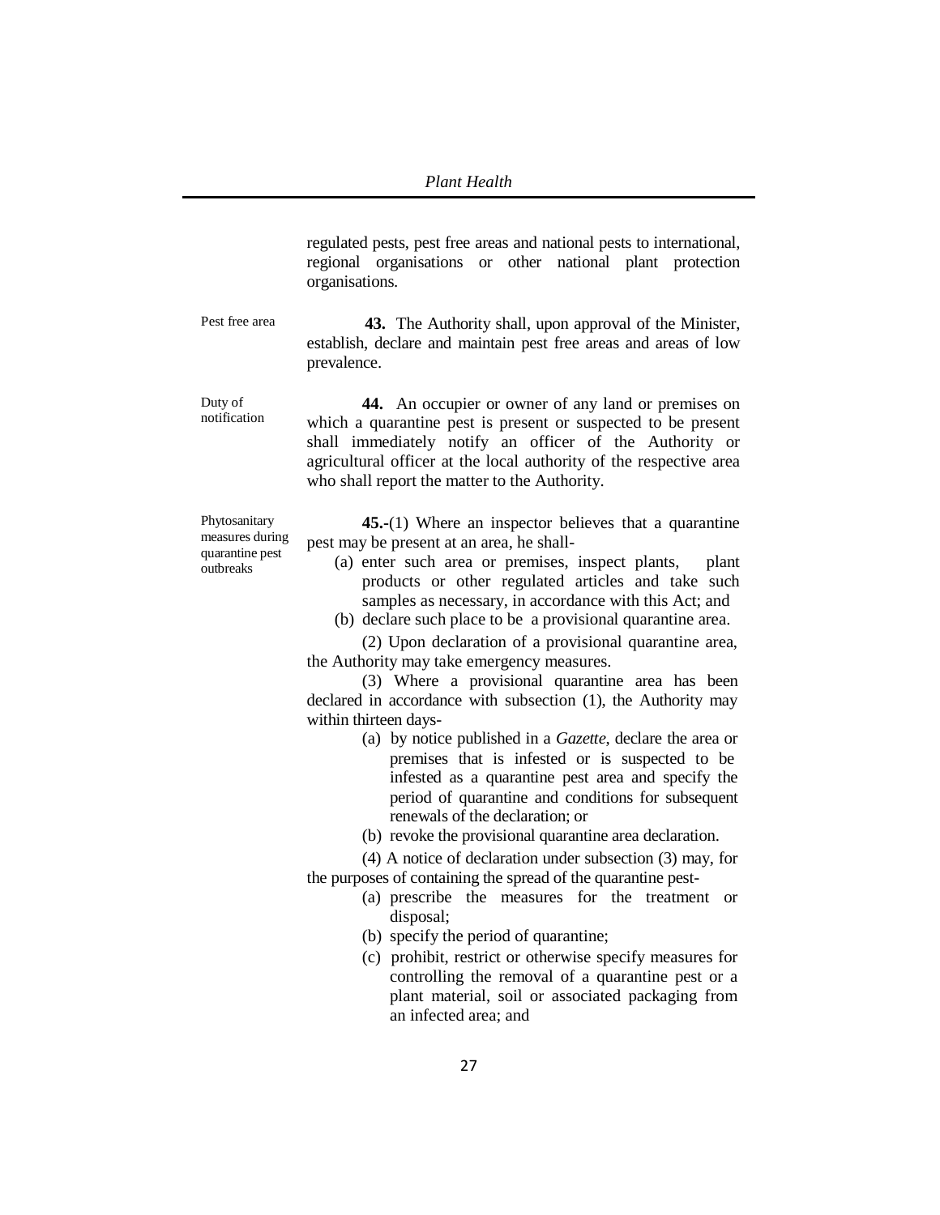regulated pests, pest free areas and national pests to international, regional organisations or other national plant protection organisations.

Pest free area

**43.** The Authority shall, upon approval of the Minister, establish, declare and maintain pest free areas and areas of low prevalence.

Duty of notification

**44.** An occupier or owner of any land or premises on which a quarantine pest is present or suspected to be present shall immediately notify an officer of the Authority or agricultural officer at the local authority of the respective area who shall report the matter to the Authority.

Phytosanitary measures during quarantine pest outbreaks

**45.**-(1) Where an inspector believes that a quarantine pest may be present at an area, he shall-

(a) enter such area or premises, inspect plants, plant products or other regulated articles and take such samples as necessary, in accordance with this Act; and
(b) declare such place to be a provisional quarantine area.

(2) Upon declaration of a provisional quarantine area, the Authority may take emergency measures.

(3) Where a provisional quarantine area has been declared in accordance with subsection (1), the Authority may within thirteen days-

(a) by notice published in a *Gazette*, declare the area or premises that is infested or is suspected to be infested as a quarantine pest area and specify the period of quarantine and conditions for subsequent renewals of the declaration; or
(b) revoke the provisional quarantine area declaration.

(4) A notice of declaration under subsection (3) may, for the purposes of containing the spread of the quarantine pest-

(a) prescribe the measures for the treatment or disposal;
(b) specify the period of quarantine;
(c) prohibit, restrict or otherwise specify measures for controlling the removal of a quarantine pest or a plant material, soil or associated packaging from an infected area; and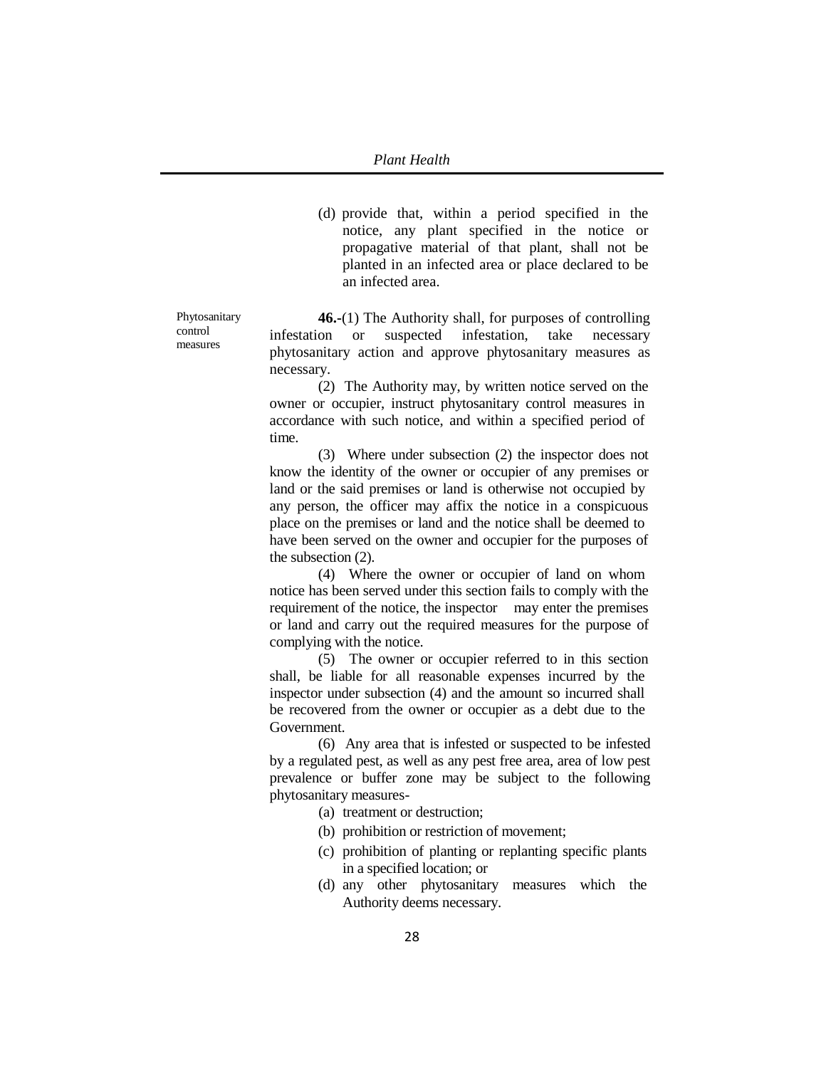(d) provide that, within a period specified in the notice, any plant specified in the notice or propagative material of that plant, shall not be planted in an infected area or place declared to be an infected area.

Phytosanitary control measures

**46.-**(1) The Authority shall, for purposes of controlling infestation or suspected infestation, take necessary phytosanitary action and approve phytosanitary measures as necessary.

(2) The Authority may, by written notice served on the owner or occupier, instruct phytosanitary control measures in accordance with such notice, and within a specified period of time.

(3) Where under subsection (2) the inspector does not know the identity of the owner or occupier of any premises or land or the said premises or land is otherwise not occupied by any person, the officer may affix the notice in a conspicuous place on the premises or land and the notice shall be deemed to have been served on the owner and occupier for the purposes of the subsection (2).

(4) Where the owner or occupier of land on whom notice has been served under this section fails to comply with the requirement of the notice, the inspector may enter the premises or land and carry out the required measures for the purpose of complying with the notice.

(5) The owner or occupier referred to in this section shall, be liable for all reasonable expenses incurred by the inspector under subsection (4) and the amount so incurred shall be recovered from the owner or occupier as a debt due to the Government.

(6) Any area that is infested or suspected to be infested by a regulated pest, as well as any pest free area, area of low pest prevalence or buffer zone may be subject to the following phytosanitary measures-

(a) treatment or destruction;

(b) prohibition or restriction of movement;

(c) prohibition of planting or replanting specific plants in a specified location; or

(d) any other phytosanitary measures which the Authority deems necessary.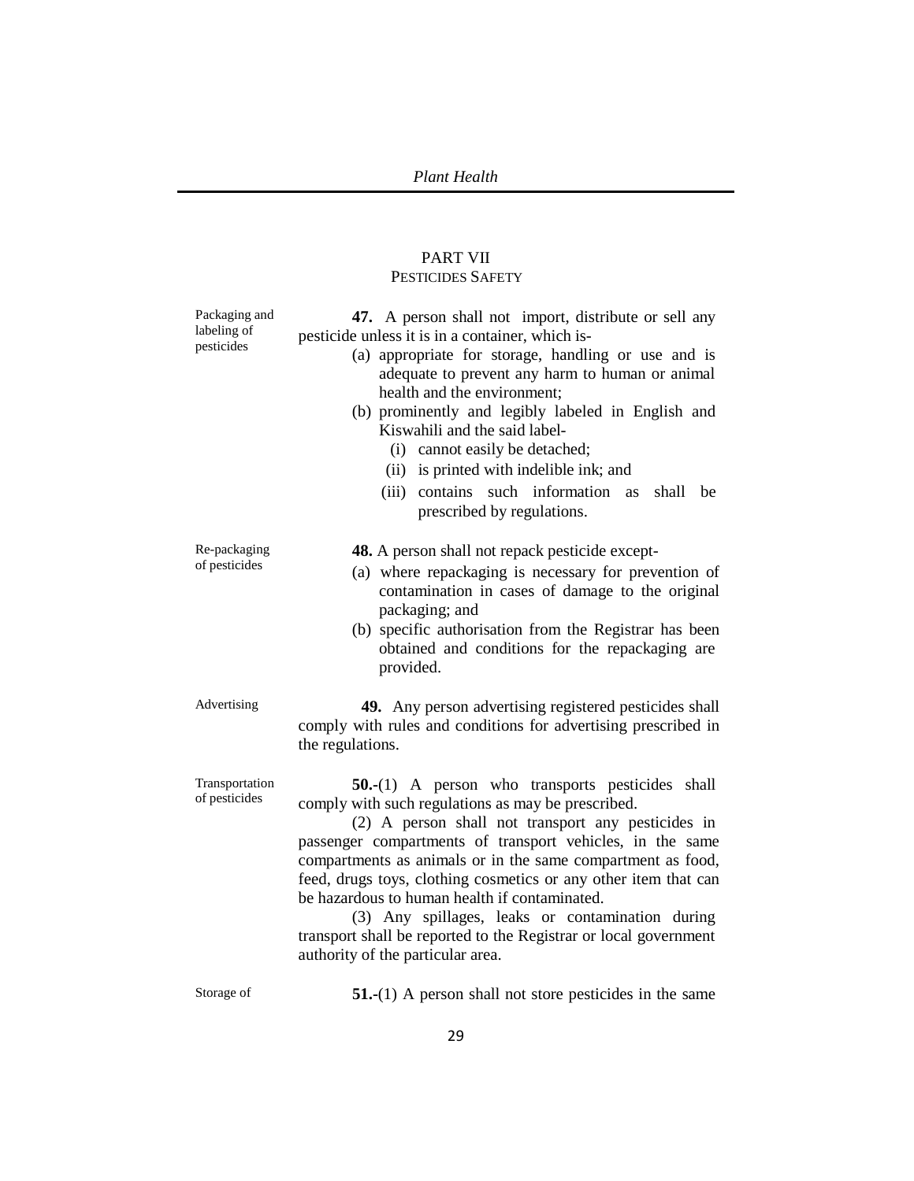## PART VII
### PESTICIDES SAFETY

*Packaging and labeling of pesticides*

**47.** A person shall not import, distribute or sell any pesticide unless it is in a container, which is-

- (a) appropriate for storage, handling or use and is adequate to prevent any harm to human or animal health and the environment;
- (b) prominently and legibly labeled in English and Kiswahili and the said label-
  - (i) cannot easily be detached;
  - (ii) is printed with indelible ink; and
  - (iii) contains such information as shall be prescribed by regulations.

*Re-packaging of pesticides*

**48.** A person shall not repack pesticide except-

- (a) where repackaging is necessary for prevention of contamination in cases of damage to the original packaging; and
- (b) specific authorisation from the Registrar has been obtained and conditions for the repackaging are provided.

*Advertising*

**49.** Any person advertising registered pesticides shall comply with rules and conditions for advertising prescribed in the regulations.

*Transportation of pesticides*

**50.-**(1) A person who transports pesticides shall comply with such regulations as may be prescribed.

(2) A person shall not transport any pesticides in passenger compartments of transport vehicles, in the same compartments as animals or in the same compartment as food, feed, drugs toys, clothing cosmetics or any other item that can be hazardous to human health if contaminated.

(3) Any spillages, leaks or contamination during transport shall be reported to the Registrar or local government authority of the particular area.

*Storage of*

**51.-**(1) A person shall not store pesticides in the same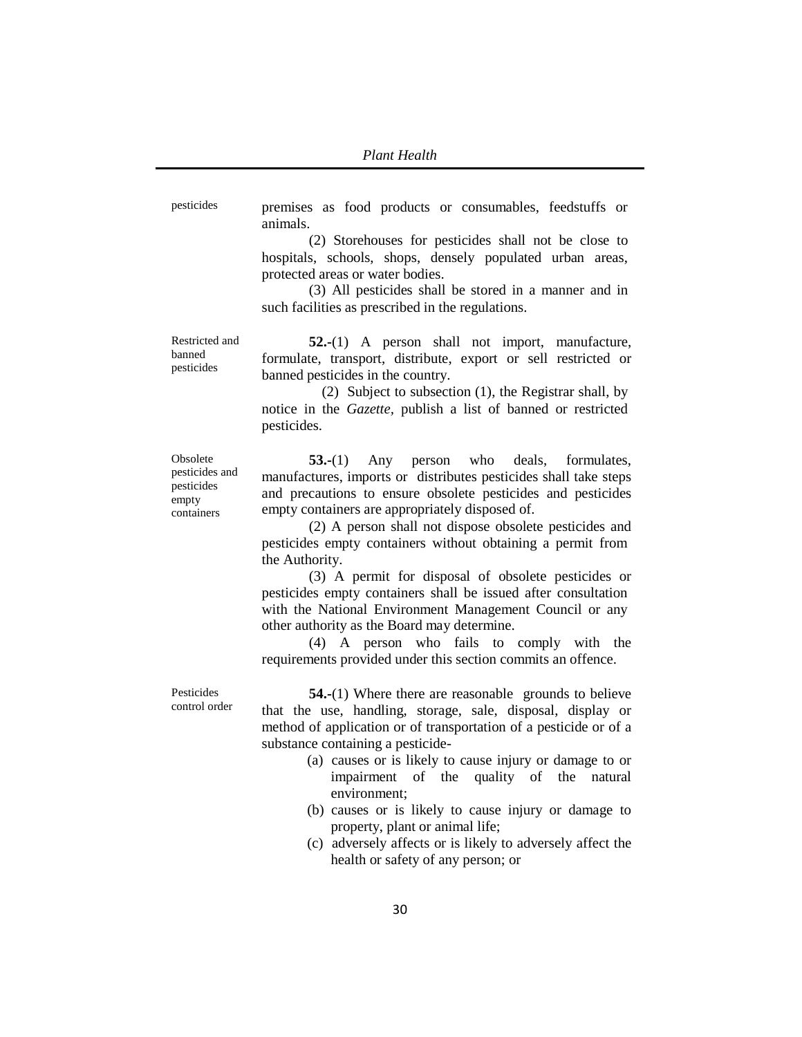pesticides

premises as food products or consumables, feedstuffs or animals.

(2) Storehouses for pesticides shall not be close to hospitals, schools, shops, densely populated urban areas, protected areas or water bodies.

(3) All pesticides shall be stored in a manner and in such facilities as prescribed in the regulations.

Restricted and banned pesticides

**52.**-(1) A person shall not import, manufacture, formulate, transport, distribute, export or sell restricted or banned pesticides in the country.

(2) Subject to subsection (1), the Registrar shall, by notice in the *Gazette*, publish a list of banned or restricted pesticides.

Obsolete pesticides and pesticides empty containers

**53.**-(1) Any person who deals, formulates, manufactures, imports or distributes pesticides shall take steps and precautions to ensure obsolete pesticides and pesticides empty containers are appropriately disposed of.

(2) A person shall not dispose obsolete pesticides and pesticides empty containers without obtaining a permit from the Authority.

(3) A permit for disposal of obsolete pesticides or pesticides empty containers shall be issued after consultation with the National Environment Management Council or any other authority as the Board may determine.

(4) A person who fails to comply with the requirements provided under this section commits an offence.

Pesticides control order

**54.**-(1) Where there are reasonable grounds to believe that the use, handling, storage, sale, disposal, display or method of application or of transportation of a pesticide or of a substance containing a pesticide-

(a) causes or is likely to cause injury or damage to or impairment of the quality of the natural environment;

(b) causes or is likely to cause injury or damage to property, plant or animal life;

(c) adversely affects or is likely to adversely affect the health or safety of any person; or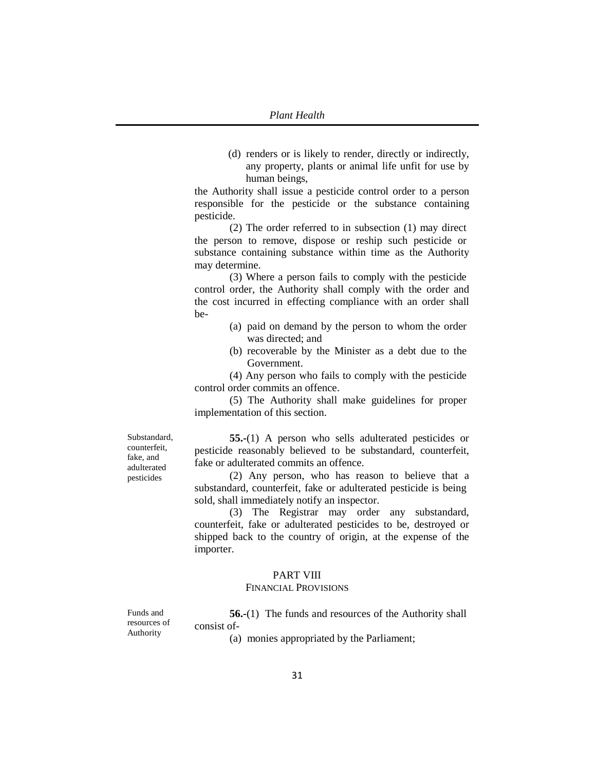(d) renders or is likely to render, directly or indirectly, any property, plants or animal life unfit for use by human beings,

the Authority shall issue a pesticide control order to a person responsible for the pesticide or the substance containing pesticide.

(2) The order referred to in subsection (1) may direct the person to remove, dispose or reship such pesticide or substance containing substance within time as the Authority may determine.

(3) Where a person fails to comply with the pesticide control order, the Authority shall comply with the order and the cost incurred in effecting compliance with an order shall be-

(a) paid on demand by the person to whom the order was directed; and

(b) recoverable by the Minister as a debt due to the Government.

(4) Any person who fails to comply with the pesticide control order commits an offence.

(5) The Authority shall make guidelines for proper implementation of this section.

*Substandard, counterfeit, fake, and adulterated pesticides*

**55.**-(1) A person who sells adulterated pesticides or pesticide reasonably believed to be substandard, counterfeit, fake or adulterated commits an offence.

(2) Any person, who has reason to believe that a substandard, counterfeit, fake or adulterated pesticide is being sold, shall immediately notify an inspector.

(3) The Registrar may order any substandard, counterfeit, fake or adulterated pesticides to be, destroyed or shipped back to the country of origin, at the expense of the importer.

## PART VIII
## FINANCIAL PROVISIONS

*Funds and resources of Authority*

**56.**-(1) The funds and resources of the Authority shall consist of-

(a) monies appropriated by the Parliament;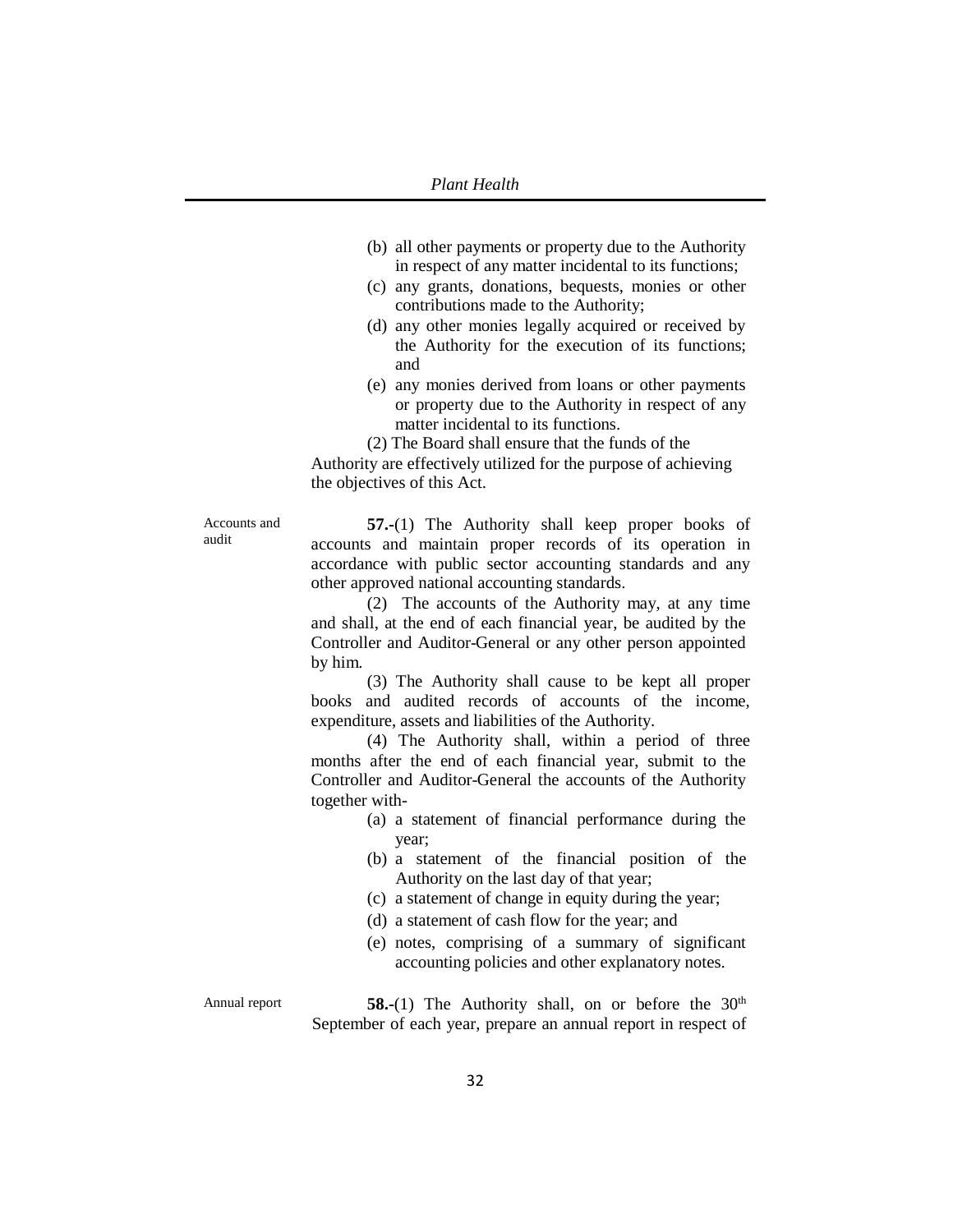(b) all other payments or property due to the Authority in respect of any matter incidental to its functions;

(c) any grants, donations, bequests, monies or other contributions made to the Authority;

(d) any other monies legally acquired or received by the Authority for the execution of its functions; and

(e) any monies derived from loans or other payments or property due to the Authority in respect of any matter incidental to its functions.

(2) The Board shall ensure that the funds of the Authority are effectively utilized for the purpose of achieving the objectives of this Act.

Accounts and audit

**57.**-(1) The Authority shall keep proper books of accounts and maintain proper records of its operation in accordance with public sector accounting standards and any other approved national accounting standards.

(2) The accounts of the Authority may, at any time and shall, at the end of each financial year, be audited by the Controller and Auditor-General or any other person appointed by him.

(3) The Authority shall cause to be kept all proper books and audited records of accounts of the income, expenditure, assets and liabilities of the Authority.

(4) The Authority shall, within a period of three months after the end of each financial year, submit to the Controller and Auditor-General the accounts of the Authority together with-

(a) a statement of financial performance during the year;

(b) a statement of the financial position of the Authority on the last day of that year;

(c) a statement of change in equity during the year;

(d) a statement of cash flow for the year; and

(e) notes, comprising of a summary of significant accounting policies and other explanatory notes.

Annual report

**58.**-(1) The Authority shall, on or before the 30th September of each year, prepare an annual report in respect of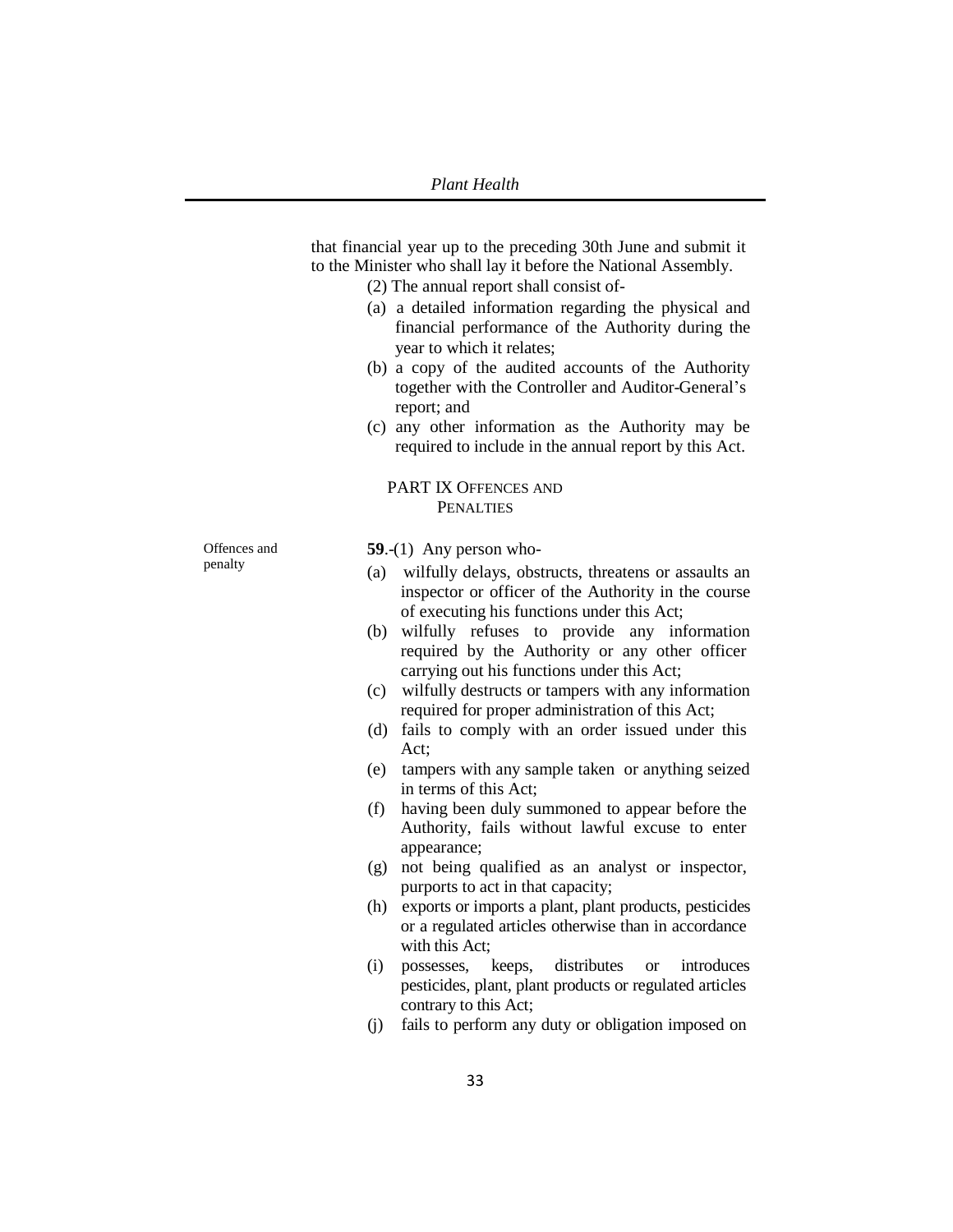that financial year up to the preceding 30th June and submit it to the Minister who shall lay it before the National Assembly.

(2) The annual report shall consist of-

(a) a detailed information regarding the physical and financial performance of the Authority during the year to which it relates;

(b) a copy of the audited accounts of the Authority together with the Controller and Auditor-General's report; and

(c) any other information as the Authority may be required to include in the annual report by this Act.

## PART IX OFFENCES AND PENALTIES

Offences and penalty

**59**.-(1) Any person who-

(a) wilfully delays, obstructs, threatens or assaults an inspector or officer of the Authority in the course of executing his functions under this Act;

(b) wilfully refuses to provide any information required by the Authority or any other officer carrying out his functions under this Act;

(c) wilfully destructs or tampers with any information required for proper administration of this Act;

(d) fails to comply with an order issued under this Act;

(e) tampers with any sample taken or anything seized in terms of this Act;

(f) having been duly summoned to appear before the Authority, fails without lawful excuse to enter appearance;

(g) not being qualified as an analyst or inspector, purports to act in that capacity;

(h) exports or imports a plant, plant products, pesticides or a regulated articles otherwise than in accordance with this Act;

(i) possesses, keeps, distributes or introduces pesticides, plant, plant products or regulated articles contrary to this Act;

(j) fails to perform any duty or obligation imposed on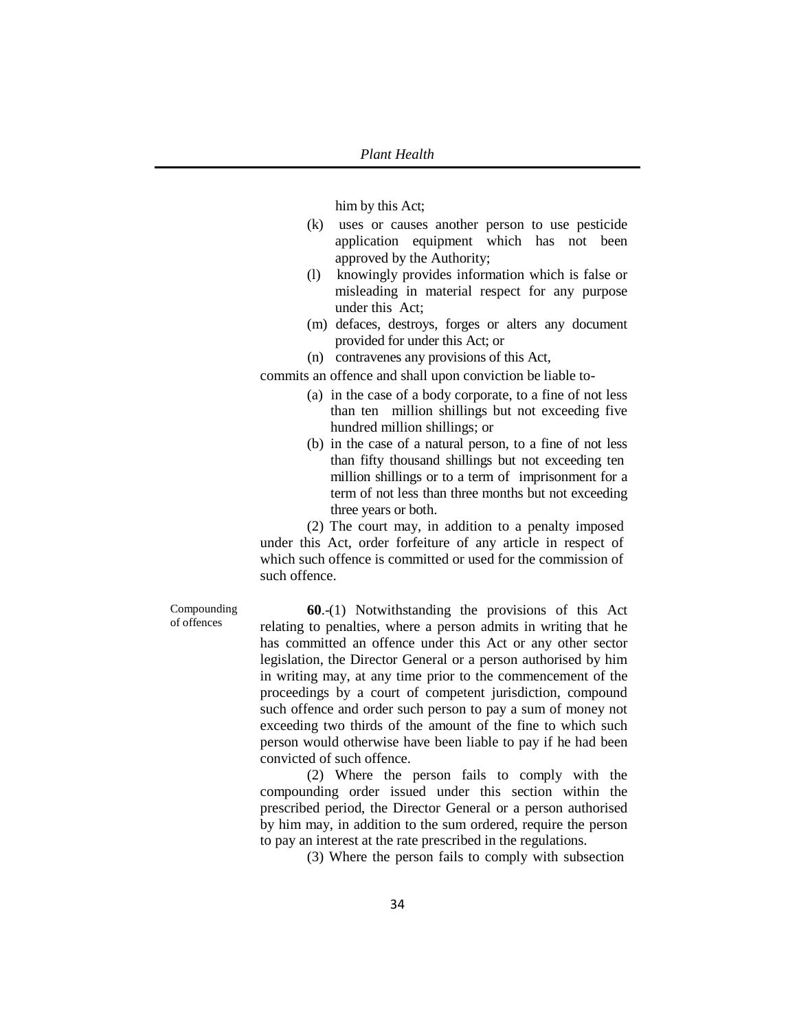him by this Act;

(k) uses or causes another person to use pesticide application equipment which has not been approved by the Authority;

(l) knowingly provides information which is false or misleading in material respect for any purpose under this Act;

(m) defaces, destroys, forges or alters any document provided for under this Act; or

(n) contravenes any provisions of this Act,

commits an offence and shall upon conviction be liable to-

(a) in the case of a body corporate, to a fine of not less than ten million shillings but not exceeding five hundred million shillings; or

(b) in the case of a natural person, to a fine of not less than fifty thousand shillings but not exceeding ten million shillings or to a term of imprisonment for a term of not less than three months but not exceeding three years or both.

(2) The court may, in addition to a penalty imposed under this Act, order forfeiture of any article in respect of which such offence is committed or used for the commission of such offence.

Compounding of offences

**60**.-(1) Notwithstanding the provisions of this Act relating to penalties, where a person admits in writing that he has committed an offence under this Act or any other sector legislation, the Director General or a person authorised by him in writing may, at any time prior to the commencement of the proceedings by a court of competent jurisdiction, compound such offence and order such person to pay a sum of money not exceeding two thirds of the amount of the fine to which such person would otherwise have been liable to pay if he had been convicted of such offence.

(2) Where the person fails to comply with the compounding order issued under this section within the prescribed period, the Director General or a person authorised by him may, in addition to the sum ordered, require the person to pay an interest at the rate prescribed in the regulations.

(3) Where the person fails to comply with subsection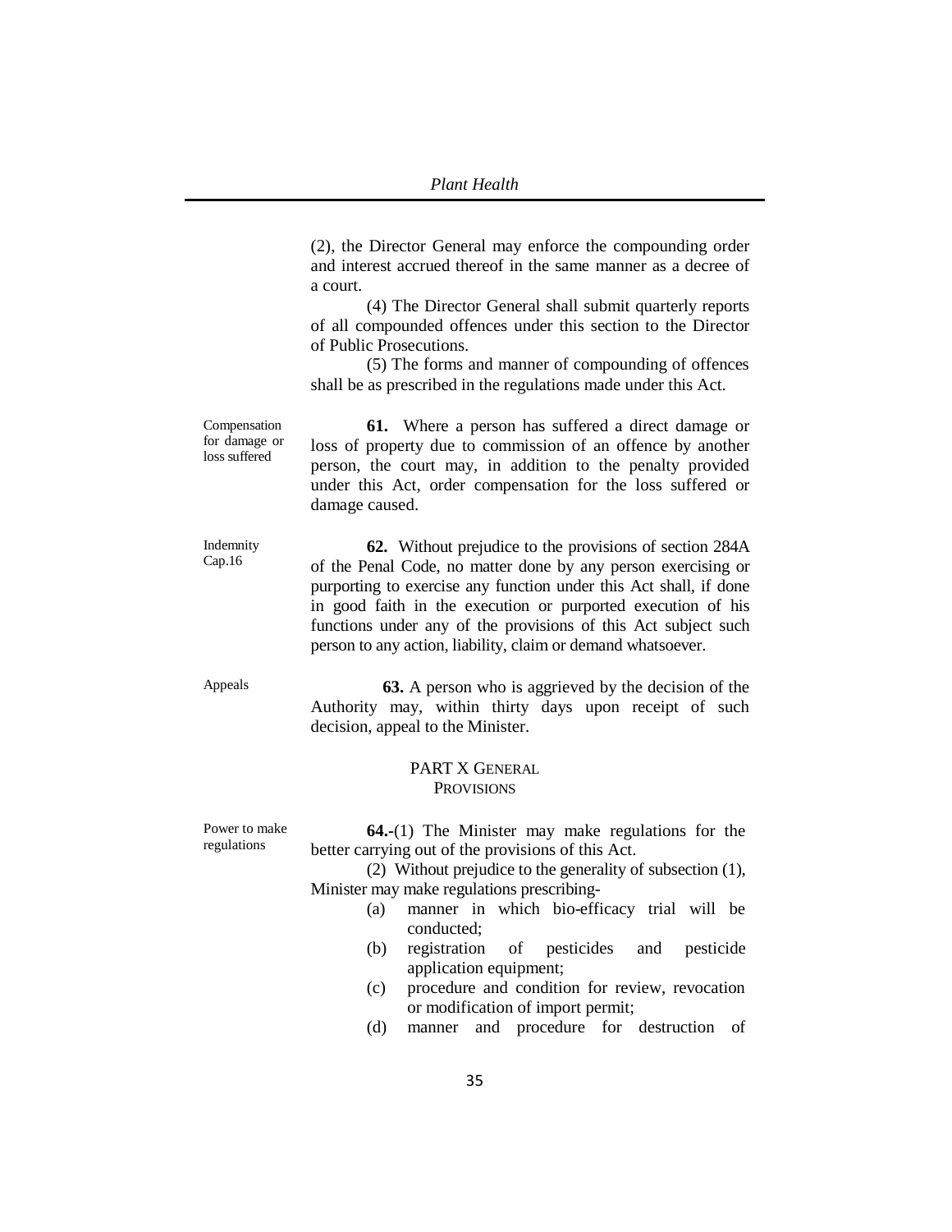(2), the Director General may enforce the compounding order and interest accrued thereof in the same manner as a decree of a court.

(4) The Director General shall submit quarterly reports of all compounded offences under this section to the Director of Public Prosecutions.

(5) The forms and manner of compounding of offences shall be as prescribed in the regulations made under this Act.

Compensation for damage or loss suffered

**61.** Where a person has suffered a direct damage or loss of property due to commission of an offence by another person, the court may, in addition to the penalty provided under this Act, order compensation for the loss suffered or damage caused.

Indemnity Cap.16

**62.** Without prejudice to the provisions of section 284A of the Penal Code, no matter done by any person exercising or purporting to exercise any function under this Act shall, if done in good faith in the execution or purported execution of his functions under any of the provisions of this Act subject such person to any action, liability, claim or demand whatsoever.

Appeals

**63.** A person who is aggrieved by the decision of the Authority may, within thirty days upon receipt of such decision, appeal to the Minister.

## PART X GENERAL PROVISIONS

Power to make regulations

**64.**-(1) The Minister may make regulations for the better carrying out of the provisions of this Act.

(2) Without prejudice to the generality of subsection (1), Minister may make regulations prescribing-

(a) manner in which bio-efficacy trial will be conducted;

(b) registration of pesticides and pesticide application equipment;

(c) procedure and condition for review, revocation or modification of import permit;

(d) manner and procedure for destruction of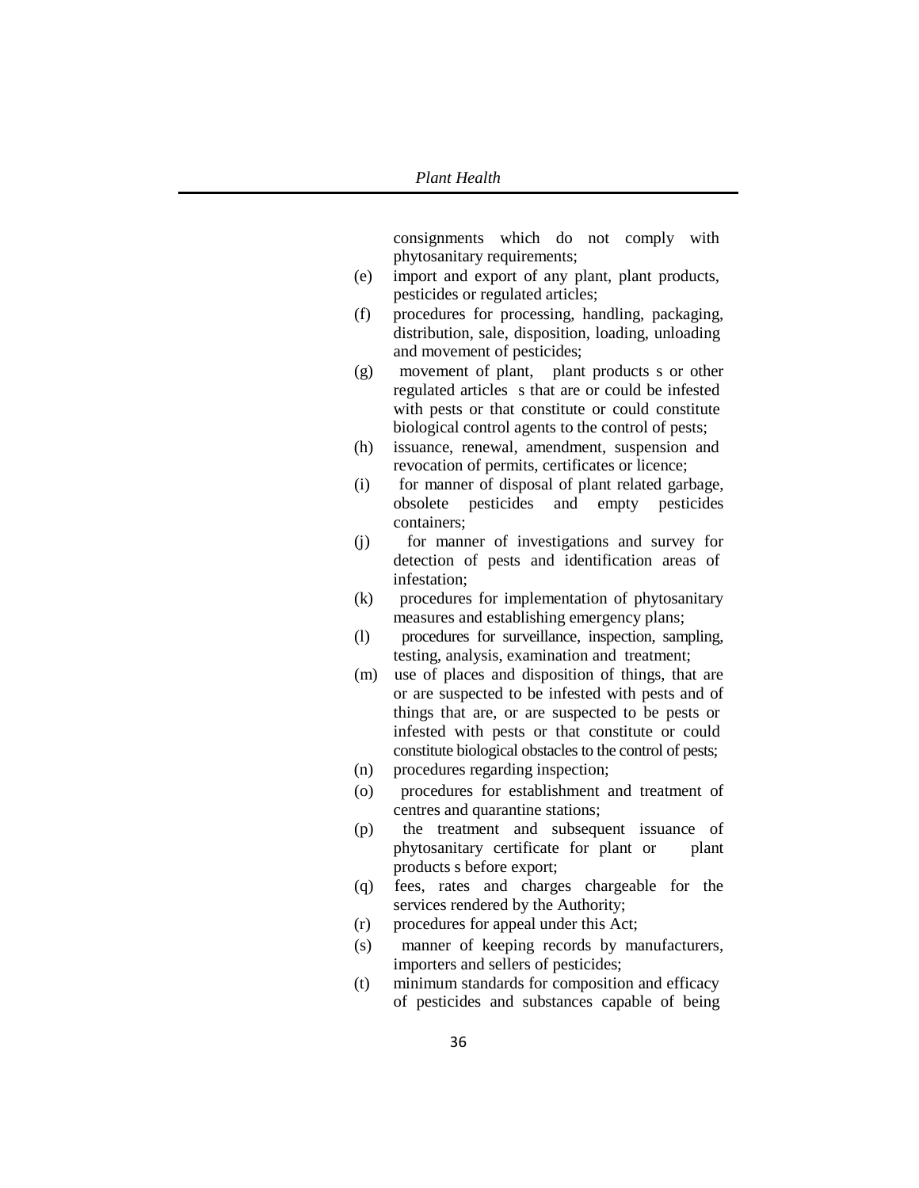consignments which do not comply with phytosanitary requirements;

(e) import and export of any plant, plant products, pesticides or regulated articles;

(f) procedures for processing, handling, packaging, distribution, sale, disposition, loading, unloading and movement of pesticides;

(g) movement of plant, plant products s or other regulated articles s that are or could be infested with pests or that constitute or could constitute biological control agents to the control of pests;

(h) issuance, renewal, amendment, suspension and revocation of permits, certificates or licence;

(i) for manner of disposal of plant related garbage, obsolete pesticides and empty pesticides containers;

(j) for manner of investigations and survey for detection of pests and identification areas of infestation;

(k) procedures for implementation of phytosanitary measures and establishing emergency plans;

(l) procedures for surveillance, inspection, sampling, testing, analysis, examination and treatment;

(m) use of places and disposition of things, that are or are suspected to be infested with pests and of things that are, or are suspected to be pests or infested with pests or that constitute or could constitute biological obstacles to the control of pests;

(n) procedures regarding inspection;

(o) procedures for establishment and treatment of centres and quarantine stations;

(p) the treatment and subsequent issuance of phytosanitary certificate for plant or plant products s before export;

(q) fees, rates and charges chargeable for the services rendered by the Authority;

(r) procedures for appeal under this Act;

(s) manner of keeping records by manufacturers, importers and sellers of pesticides;

(t) minimum standards for composition and efficacy of pesticides and substances capable of being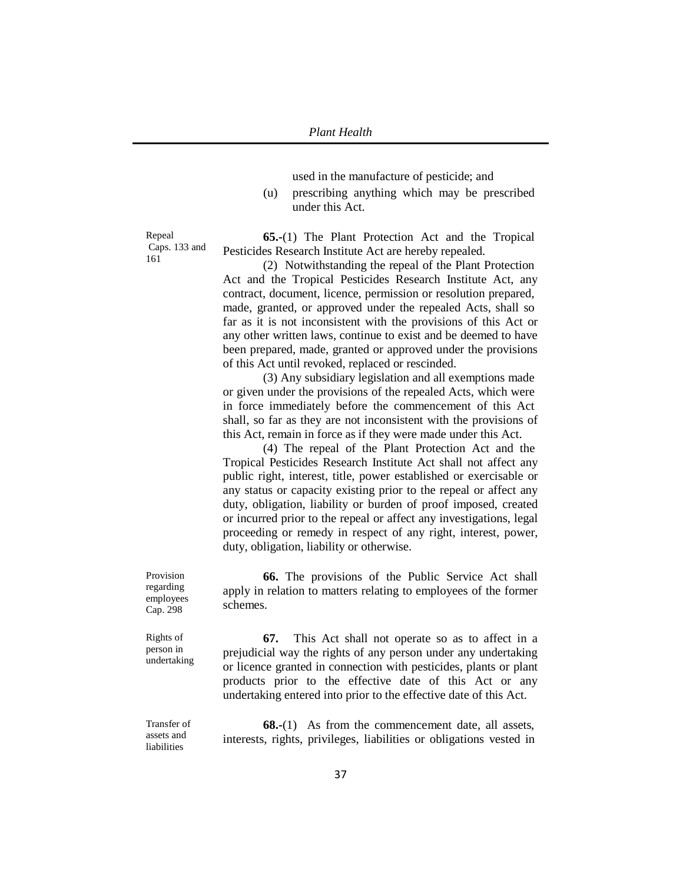used in the manufacture of pesticide; and

(u) prescribing anything which may be prescribed under this Act.

Repeal Caps. 133 and 161

**65.**-(1) The Plant Protection Act and the Tropical Pesticides Research Institute Act are hereby repealed.

(2) Notwithstanding the repeal of the Plant Protection Act and the Tropical Pesticides Research Institute Act, any contract, document, licence, permission or resolution prepared, made, granted, or approved under the repealed Acts, shall so far as it is not inconsistent with the provisions of this Act or any other written laws, continue to exist and be deemed to have been prepared, made, granted or approved under the provisions of this Act until revoked, replaced or rescinded.

(3) Any subsidiary legislation and all exemptions made or given under the provisions of the repealed Acts, which were in force immediately before the commencement of this Act shall, so far as they are not inconsistent with the provisions of this Act, remain in force as if they were made under this Act.

(4) The repeal of the Plant Protection Act and the Tropical Pesticides Research Institute Act shall not affect any public right, interest, title, power established or exercisable or any status or capacity existing prior to the repeal or affect any duty, obligation, liability or burden of proof imposed, created or incurred prior to the repeal or affect any investigations, legal proceeding or remedy in respect of any right, interest, power, duty, obligation, liability or otherwise.

Provision regarding employees Cap. 298

**66.** The provisions of the Public Service Act shall apply in relation to matters relating to employees of the former schemes.

Rights of person in undertaking

**67.** This Act shall not operate so as to affect in a prejudicial way the rights of any person under any undertaking or licence granted in connection with pesticides, plants or plant products prior to the effective date of this Act or any undertaking entered into prior to the effective date of this Act.

Transfer of assets and liabilities

**68.**-(1) As from the commencement date, all assets, interests, rights, privileges, liabilities or obligations vested in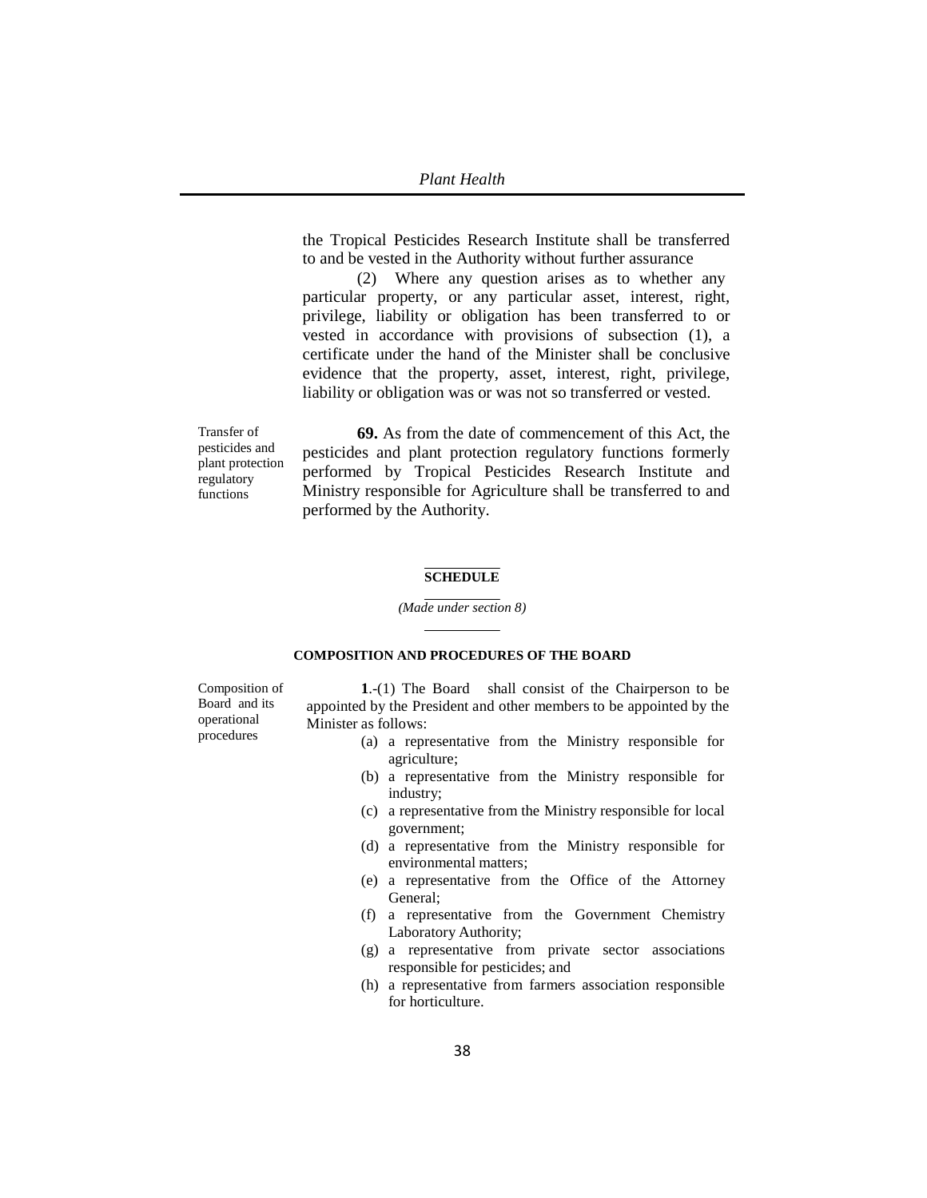the Tropical Pesticides Research Institute shall be transferred to and be vested in the Authority without further assurance

(2) Where any question arises as to whether any particular property, or any particular asset, interest, right, privilege, liability or obligation has been transferred to or vested in accordance with provisions of subsection (1), a certificate under the hand of the Minister shall be conclusive evidence that the property, asset, interest, right, privilege, liability or obligation was or was not so transferred or vested.

Transfer of pesticides and plant protection regulatory functions

**69.** As from the date of commencement of this Act, the pesticides and plant protection regulatory functions formerly performed by Tropical Pesticides Research Institute and Ministry responsible for Agriculture shall be transferred to and performed by the Authority.

## SCHEDULE

*(Made under section 8)*

### COMPOSITION AND PROCEDURES OF THE BOARD

Composition of Board and its operational procedures

**1**.-(1) The Board shall consist of the Chairperson to be appointed by the President and other members to be appointed by the Minister as follows:

(a) a representative from the Ministry responsible for agriculture;

(b) a representative from the Ministry responsible for industry;

(c) a representative from the Ministry responsible for local government;

(d) a representative from the Ministry responsible for environmental matters;

(e) a representative from the Office of the Attorney General;

(f) a representative from the Government Chemistry Laboratory Authority;

(g) a representative from private sector associations responsible for pesticides; and

(h) a representative from farmers association responsible for horticulture.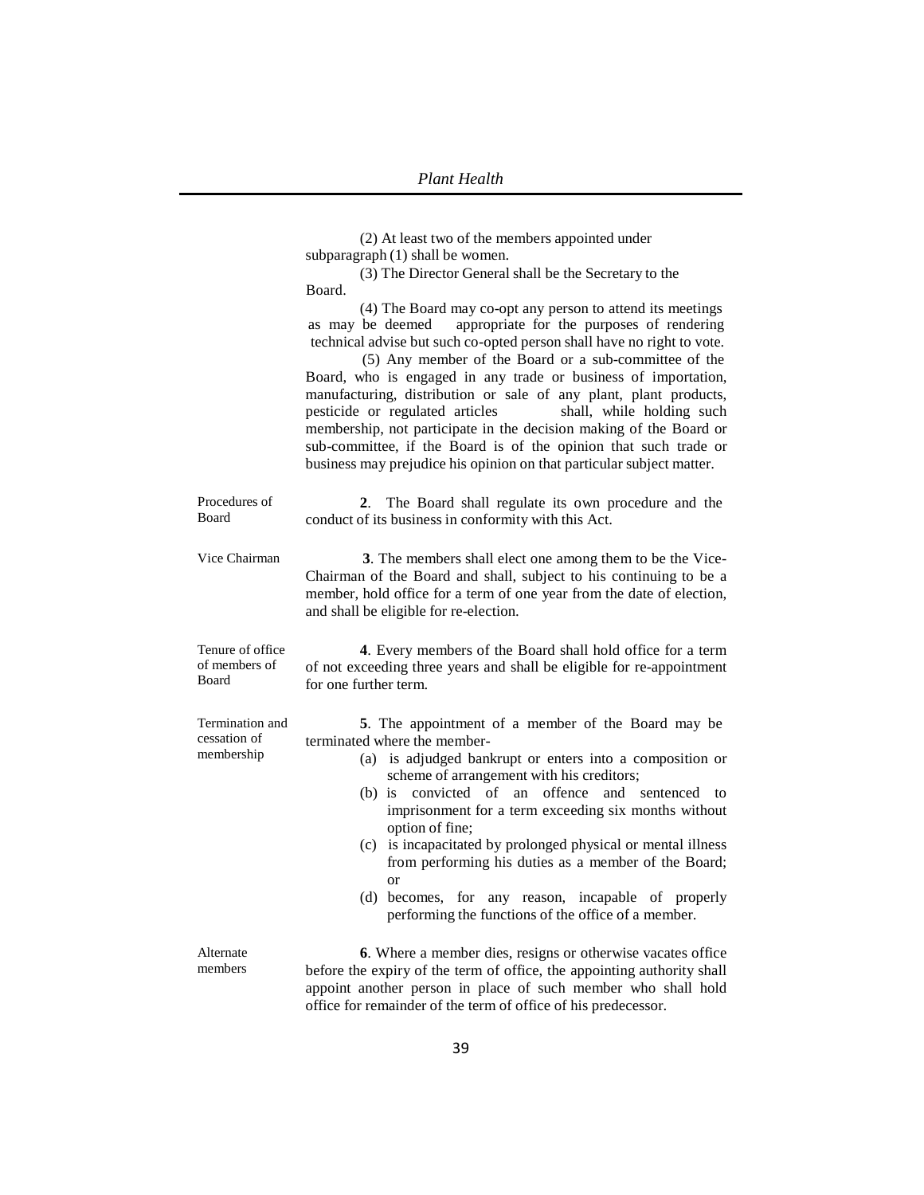(2) At least two of the members appointed under subparagraph (1) shall be women.

(3) The Director General shall be the Secretary to the Board.

(4) The Board may co-opt any person to attend its meetings as may be deemed appropriate for the purposes of rendering technical advise but such co-opted person shall have no right to vote.

(5) Any member of the Board or a sub-committee of the Board, who is engaged in any trade or business of importation, manufacturing, distribution or sale of any plant, plant products, pesticide or regulated articles shall, while holding such membership, not participate in the decision making of the Board or sub-committee, if the Board is of the opinion that such trade or business may prejudice his opinion on that particular subject matter.

Procedures of Board

**2**. The Board shall regulate its own procedure and the conduct of its business in conformity with this Act.

Vice Chairman

**3**. The members shall elect one among them to be the Vice-Chairman of the Board and shall, subject to his continuing to be a member, hold office for a term of one year from the date of election, and shall be eligible for re-election.

Tenure of office of members of Board

**4**. Every members of the Board shall hold office for a term of not exceeding three years and shall be eligible for re-appointment for one further term.

Termination and cessation of membership

**5**. The appointment of a member of the Board may be terminated where the member-

(a) is adjudged bankrupt or enters into a composition or scheme of arrangement with his creditors;

(b) is convicted of an offence and sentenced to imprisonment for a term exceeding six months without option of fine;

(c) is incapacitated by prolonged physical or mental illness from performing his duties as a member of the Board; or

(d) becomes, for any reason, incapable of properly performing the functions of the office of a member.

Alternate members

**6**. Where a member dies, resigns or otherwise vacates office before the expiry of the term of office, the appointing authority shall appoint another person in place of such member who shall hold office for remainder of the term of office of his predecessor.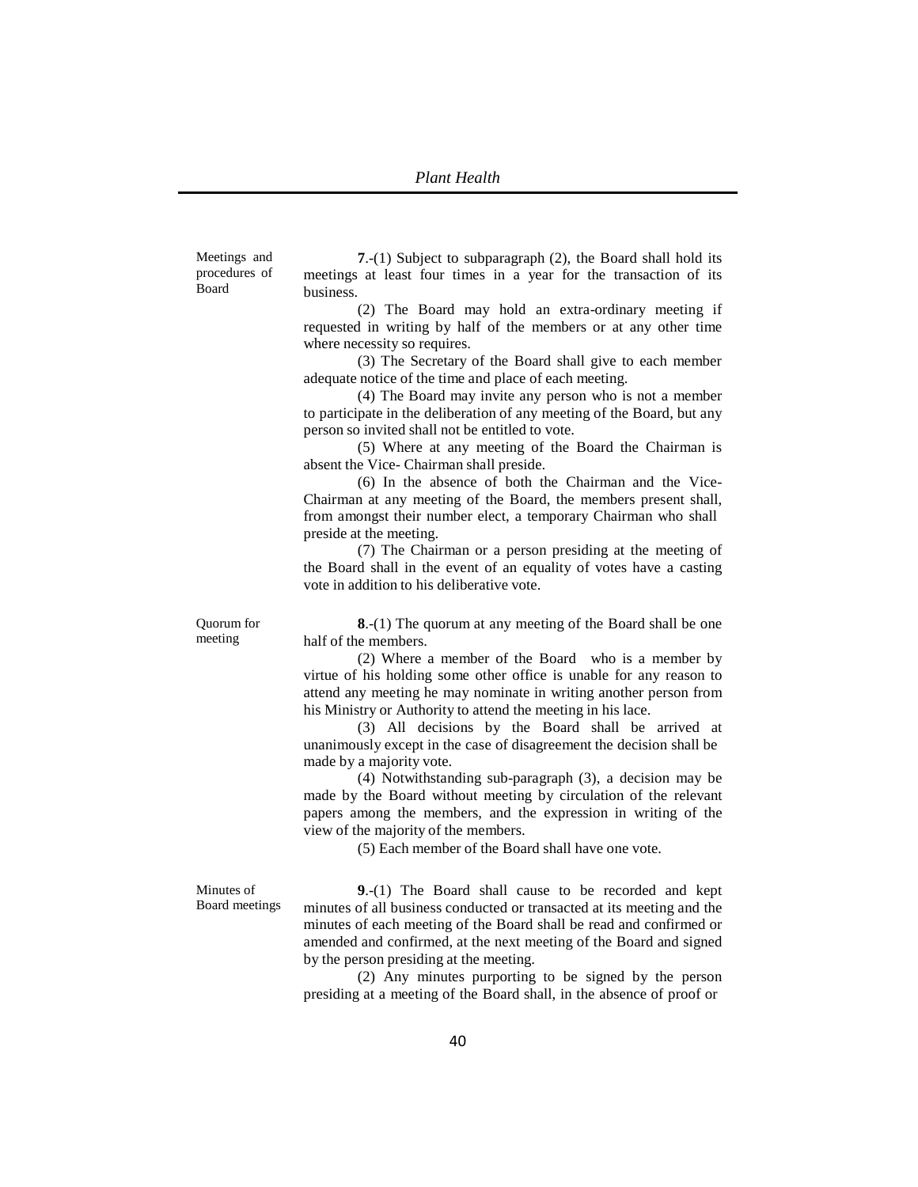Meetings and procedures of Board

**7**.-(1) Subject to subparagraph (2), the Board shall hold its meetings at least four times in a year for the transaction of its business.

(2) The Board may hold an extra-ordinary meeting if requested in writing by half of the members or at any other time where necessity so requires.

(3) The Secretary of the Board shall give to each member adequate notice of the time and place of each meeting.

(4) The Board may invite any person who is not a member to participate in the deliberation of any meeting of the Board, but any person so invited shall not be entitled to vote.

(5) Where at any meeting of the Board the Chairman is absent the Vice- Chairman shall preside.

(6) In the absence of both the Chairman and the Vice-Chairman at any meeting of the Board, the members present shall, from amongst their number elect, a temporary Chairman who shall preside at the meeting.

(7) The Chairman or a person presiding at the meeting of the Board shall in the event of an equality of votes have a casting vote in addition to his deliberative vote.

Quorum for meeting

**8**.-(1) The quorum at any meeting of the Board shall be one half of the members.

(2) Where a member of the Board who is a member by virtue of his holding some other office is unable for any reason to attend any meeting he may nominate in writing another person from his Ministry or Authority to attend the meeting in his lace.

(3) All decisions by the Board shall be arrived at unanimously except in the case of disagreement the decision shall be made by a majority vote.

(4) Notwithstanding sub-paragraph (3), a decision may be made by the Board without meeting by circulation of the relevant papers among the members, and the expression in writing of the view of the majority of the members.

(5) Each member of the Board shall have one vote.

Minutes of Board meetings

**9**.-(1) The Board shall cause to be recorded and kept minutes of all business conducted or transacted at its meeting and the minutes of each meeting of the Board shall be read and confirmed or amended and confirmed, at the next meeting of the Board and signed by the person presiding at the meeting.

(2) Any minutes purporting to be signed by the person presiding at a meeting of the Board shall, in the absence of proof or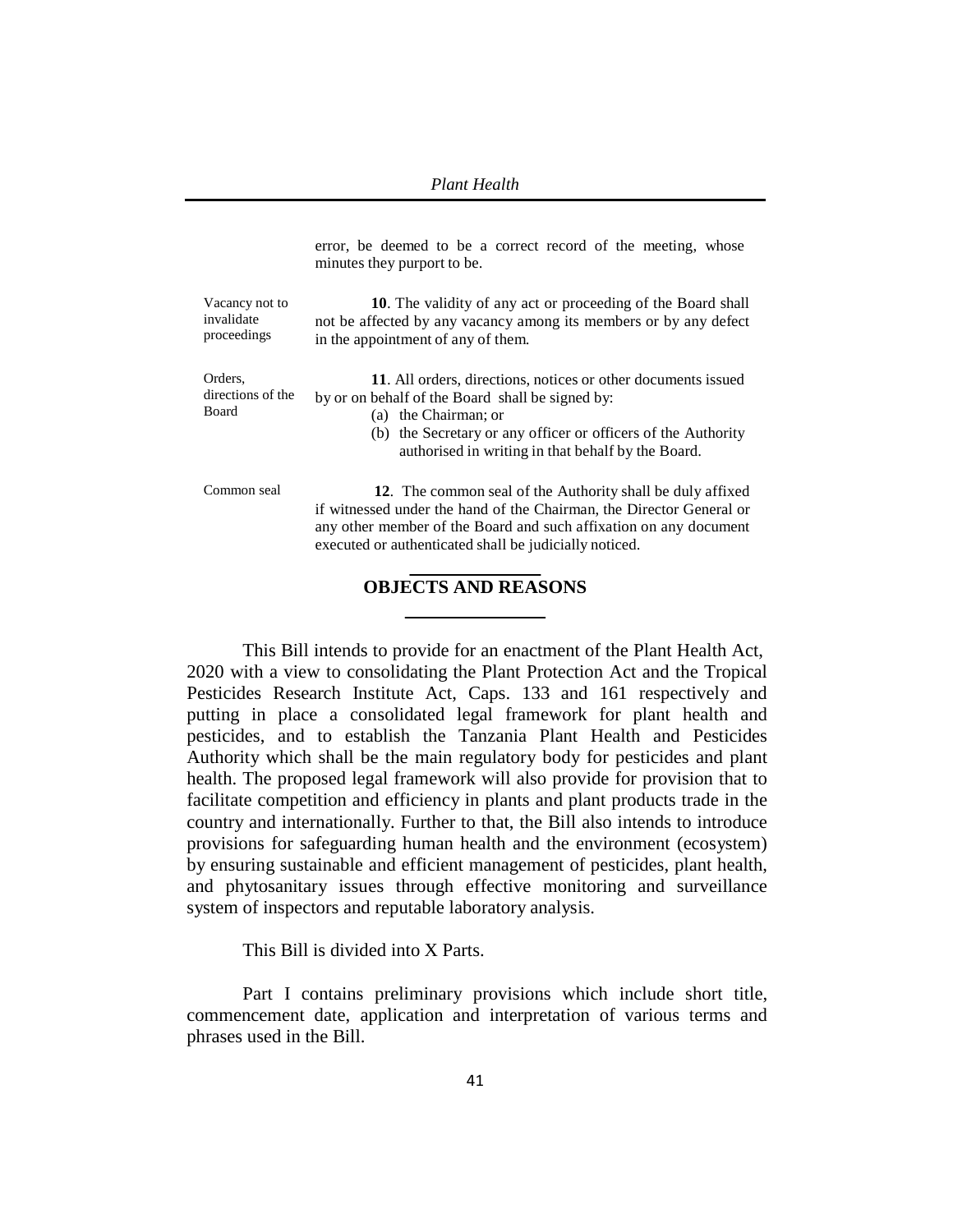error, be deemed to be a correct record of the meeting, whose minutes they purport to be.

Vacancy not to invalidate proceedings

**10**. The validity of any act or proceeding of the Board shall not be affected by any vacancy among its members or by any defect in the appointment of any of them.

Orders, directions of the Board

**11**. All orders, directions, notices or other documents issued by or on behalf of the Board shall be signed by:

(a) the Chairman; or
(b) the Secretary or any officer or officers of the Authority authorised in writing in that behalf by the Board.

Common seal

**12**. The common seal of the Authority shall be duly affixed if witnessed under the hand of the Chairman, the Director General or any other member of the Board and such affixation on any document executed or authenticated shall be judicially noticed.

## OBJECTS AND REASONS

This Bill intends to provide for an enactment of the Plant Health Act, 2020 with a view to consolidating the Plant Protection Act and the Tropical Pesticides Research Institute Act, Caps. 133 and 161 respectively and putting in place a consolidated legal framework for plant health and pesticides, and to establish the Tanzania Plant Health and Pesticides Authority which shall be the main regulatory body for pesticides and plant health. The proposed legal framework will also provide for provision that to facilitate competition and efficiency in plants and plant products trade in the country and internationally. Further to that, the Bill also intends to introduce provisions for safeguarding human health and the environment (ecosystem) by ensuring sustainable and efficient management of pesticides, plant health, and phytosanitary issues through effective monitoring and surveillance system of inspectors and reputable laboratory analysis.

This Bill is divided into X Parts.

Part I contains preliminary provisions which include short title, commencement date, application and interpretation of various terms and phrases used in the Bill.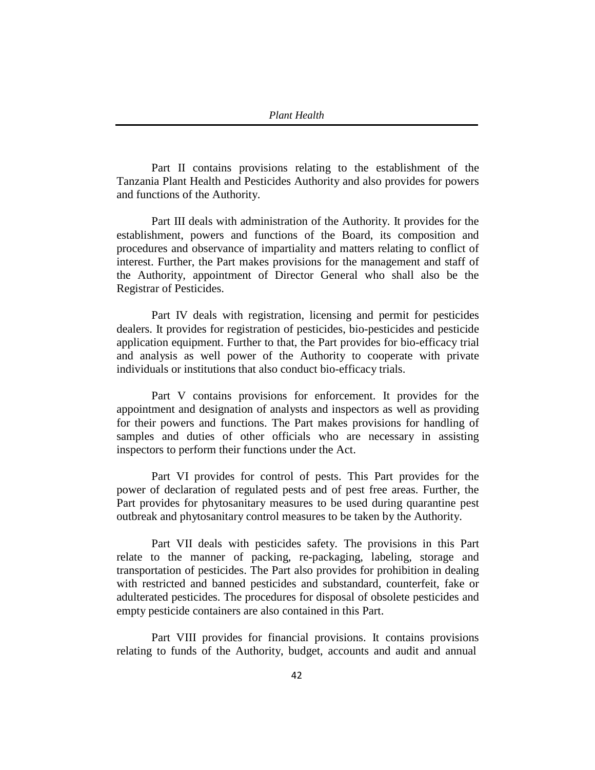Part II contains provisions relating to the establishment of the Tanzania Plant Health and Pesticides Authority and also provides for powers and functions of the Authority.

Part III deals with administration of the Authority. It provides for the establishment, powers and functions of the Board, its composition and procedures and observance of impartiality and matters relating to conflict of interest. Further, the Part makes provisions for the management and staff of the Authority, appointment of Director General who shall also be the Registrar of Pesticides.

Part IV deals with registration, licensing and permit for pesticides dealers. It provides for registration of pesticides, bio-pesticides and pesticide application equipment. Further to that, the Part provides for bio-efficacy trial and analysis as well power of the Authority to cooperate with private individuals or institutions that also conduct bio-efficacy trials.

Part V contains provisions for enforcement. It provides for the appointment and designation of analysts and inspectors as well as providing for their powers and functions. The Part makes provisions for handling of samples and duties of other officials who are necessary in assisting inspectors to perform their functions under the Act.

Part VI provides for control of pests. This Part provides for the power of declaration of regulated pests and of pest free areas. Further, the Part provides for phytosanitary measures to be used during quarantine pest outbreak and phytosanitary control measures to be taken by the Authority.

Part VII deals with pesticides safety. The provisions in this Part relate to the manner of packing, re-packaging, labeling, storage and transportation of pesticides. The Part also provides for prohibition in dealing with restricted and banned pesticides and substandard, counterfeit, fake or adulterated pesticides. The procedures for disposal of obsolete pesticides and empty pesticide containers are also contained in this Part.

Part VIII provides for financial provisions. It contains provisions relating to funds of the Authority, budget, accounts and audit and annual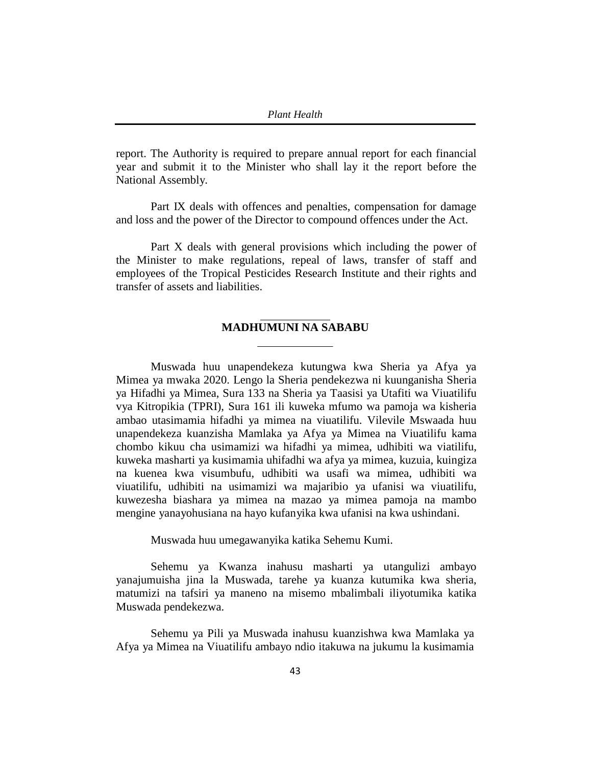report. The Authority is required to prepare annual report for each financial year and submit it to the Minister who shall lay it the report before the National Assembly.

Part IX deals with offences and penalties, compensation for damage and loss and the power of the Director to compound offences under the Act.

Part X deals with general provisions which including the power of the Minister to make regulations, repeal of laws, transfer of staff and employees of the Tropical Pesticides Research Institute and their rights and transfer of assets and liabilities.

## MADHUMUNI NA SABABU

Muswada huu unapendekeza kutungwa kwa Sheria ya Afya ya Mimea ya mwaka 2020. Lengo la Sheria pendekezwa ni kuunganisha Sheria ya Hifadhi ya Mimea, Sura 133 na Sheria ya Taasisi ya Utafiti wa Viuatilifu vya Kitropikia (TPRI), Sura 161 ili kuweka mfumo wa pamoja wa kisheria ambao utasimamia hifadhi ya mimea na viuatilifu. Vilevile Mswaada huu unapendekeza kuanzisha Mamlaka ya Afya ya Mimea na Viuatilifu kama chombo kikuu cha usimamizi wa hifadhi ya mimea, udhibiti wa viatilifu, kuweka masharti ya kusimamia uhifadhi wa afya ya mimea, kuzuia, kuingiza na kuenea kwa visumbufu, udhibiti wa usafi wa mimea, udhibiti wa viuatilifu, udhibiti na usimamizi wa majaribio ya ufanisi wa viuatilifu, kuwezesha biashara ya mimea na mazao ya mimea pamoja na mambo mengine yanayohusiana na hayo kufanyika kwa ufanisi na kwa ushindani.

Muswada huu umegawanyika katika Sehemu Kumi.

Sehemu ya Kwanza inahusu masharti ya utangulizi ambayo yanajumuisha jina la Muswada, tarehe ya kuanza kutumika kwa sheria, matumizi na tafsiri ya maneno na misemo mbalimbali iliyotumika katika Muswada pendekezwa.

Sehemu ya Pili ya Muswada inahusu kuanzishwa kwa Mamlaka ya Afya ya Mimea na Viuatilifu ambayo ndio itakuwa na jukumu la kusimamia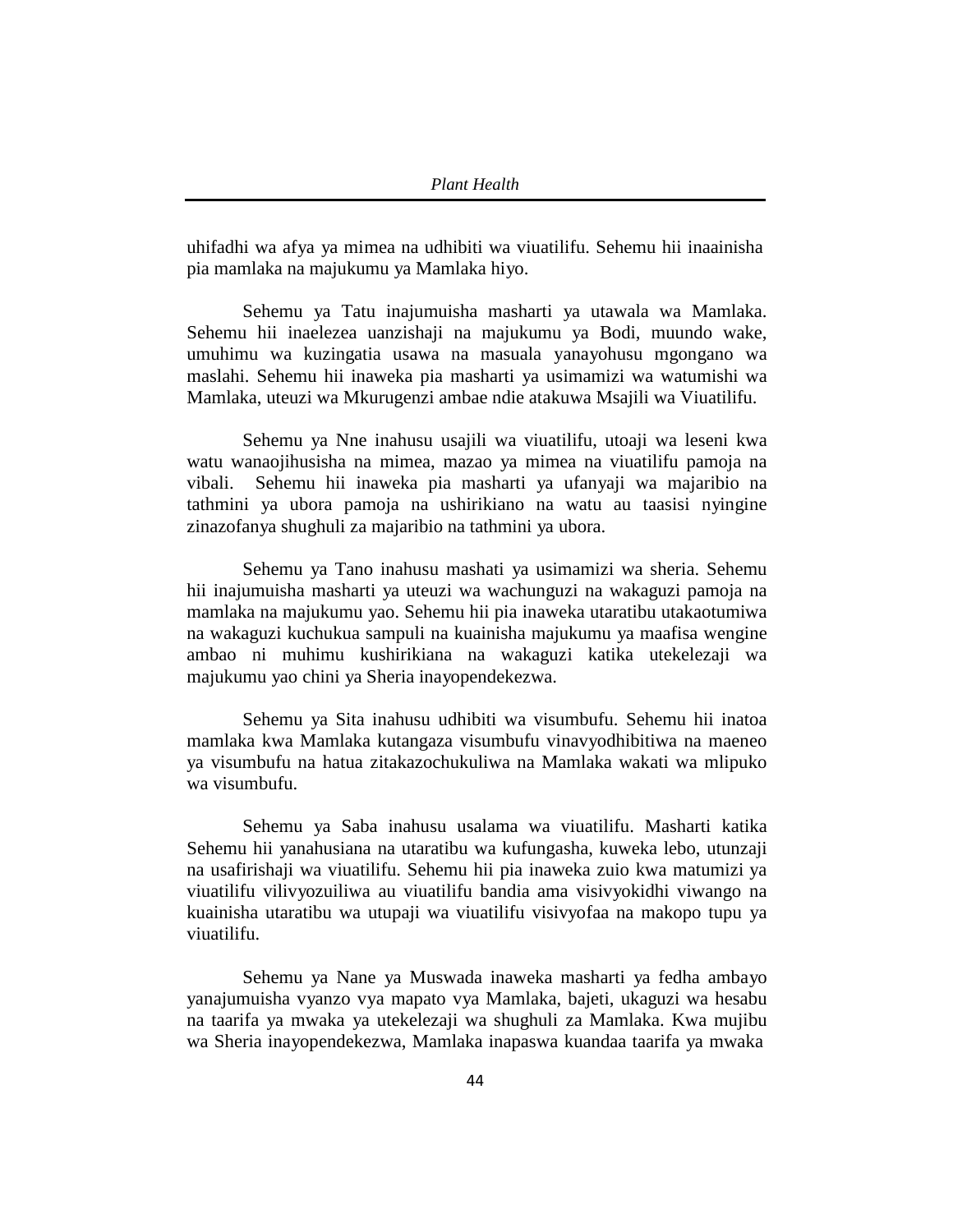uhifadhi wa afya ya mimea na udhibiti wa viuatilifu. Sehemu hii inaainisha pia mamlaka na majukumu ya Mamlaka hiyo.

Sehemu ya Tatu inajumuisha masharti ya utawala wa Mamlaka. Sehemu hii inaelezea uanzishaji na majukumu ya Bodi, muundo wake, umuhimu wa kuzingatia usawa na masuala yanayohusu mgongano wa maslahi. Sehemu hii inaweka pia masharti ya usimamizi wa watumishi wa Mamlaka, uteuzi wa Mkurugenzi ambae ndie atakuwa Msajili wa Viuatilifu.

Sehemu ya Nne inahusu usajili wa viuatilifu, utoaji wa leseni kwa watu wanaojihusisha na mimea, mazao ya mimea na viuatilifu pamoja na vibali. Sehemu hii inaweka pia masharti ya ufanyaji wa majaribio na tathmini ya ubora pamoja na ushirikiano na watu au taasisi nyingine zinazofanya shughuli za majaribio na tathmini ya ubora.

Sehemu ya Tano inahusu mashati ya usimamizi wa sheria. Sehemu hii inajumuisha masharti ya uteuzi wa wachunguzi na wakaguzi pamoja na mamlaka na majukumu yao. Sehemu hii pia inaweka utaratibu utakaotumiwa na wakaguzi kuchukua sampuli na kuainisha majukumu ya maafisa wengine ambao ni muhimu kushirikiana na wakaguzi katika utekelezaji wa majukumu yao chini ya Sheria inayopendekezwa.

Sehemu ya Sita inahusu udhibiti wa visumbufu. Sehemu hii inatoa mamlaka kwa Mamlaka kutangaza visumbufu vinavyodhibitiwa na maeneo ya visumbufu na hatua zitakazochukuliwa na Mamlaka wakati wa mlipuko wa visumbufu.

Sehemu ya Saba inahusu usalama wa viuatilifu. Masharti katika Sehemu hii yanahusiana na utaratibu wa kufungasha, kuweka lebo, utunzaji na usafirishaji wa viuatilifu. Sehemu hii pia inaweka zuio kwa matumizi ya viuatilifu vilivyozuiliwa au viuatilifu bandia ama visivyokidhi viwango na kuainisha utaratibu wa utupaji wa viuatilifu visivyofaa na makopo tupu ya viuatilifu.

Sehemu ya Nane ya Muswada inaweka masharti ya fedha ambayo yanajumuisha vyanzo vya mapato vya Mamlaka, bajeti, ukaguzi wa hesabu na taarifa ya mwaka ya utekelezaji wa shughuli za Mamlaka. Kwa mujibu wa Sheria inayopendekezwa, Mamlaka inapaswa kuandaa taarifa ya mwaka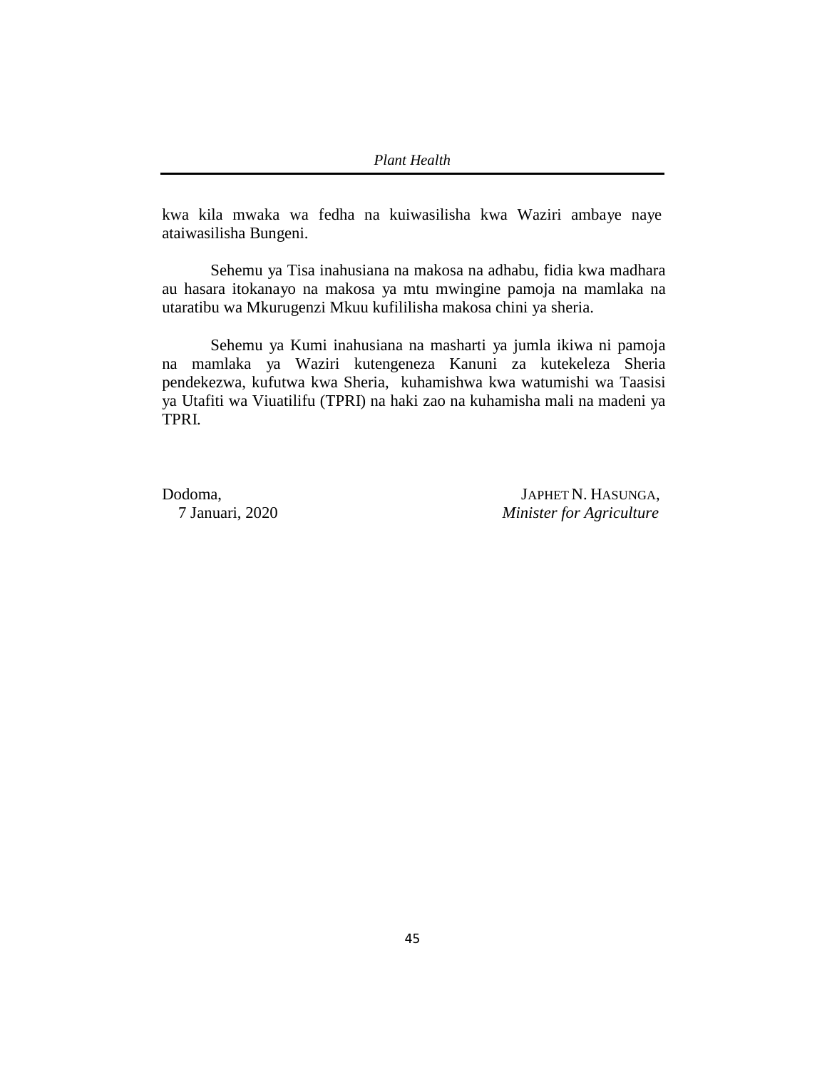kwa kila mwaka wa fedha na kuiwasilisha kwa Waziri ambaye naye ataiwasilisha Bungeni.

Sehemu ya Tisa inahusiana na makosa na adhabu, fidia kwa madhara au hasara itokanayo na makosa ya mtu mwingine pamoja na mamlaka na utaratibu wa Mkurugenzi Mkuu kufililisha makosa chini ya sheria.

Sehemu ya Kumi inahusiana na masharti ya jumla ikiwa ni pamoja na mamlaka ya Waziri kutengeneza Kanuni za kutekeleza Sheria pendekezwa, kufutwa kwa Sheria, kuhamishwa kwa watumishi wa Taasisi ya Utafiti wa Viuatilifu (TPRI) na haki zao na kuhamisha mali na madeni ya TPRI.

Dodoma,
7 Januari, 2020

JAPHET N. HASUNGA,
*Minister for Agriculture*